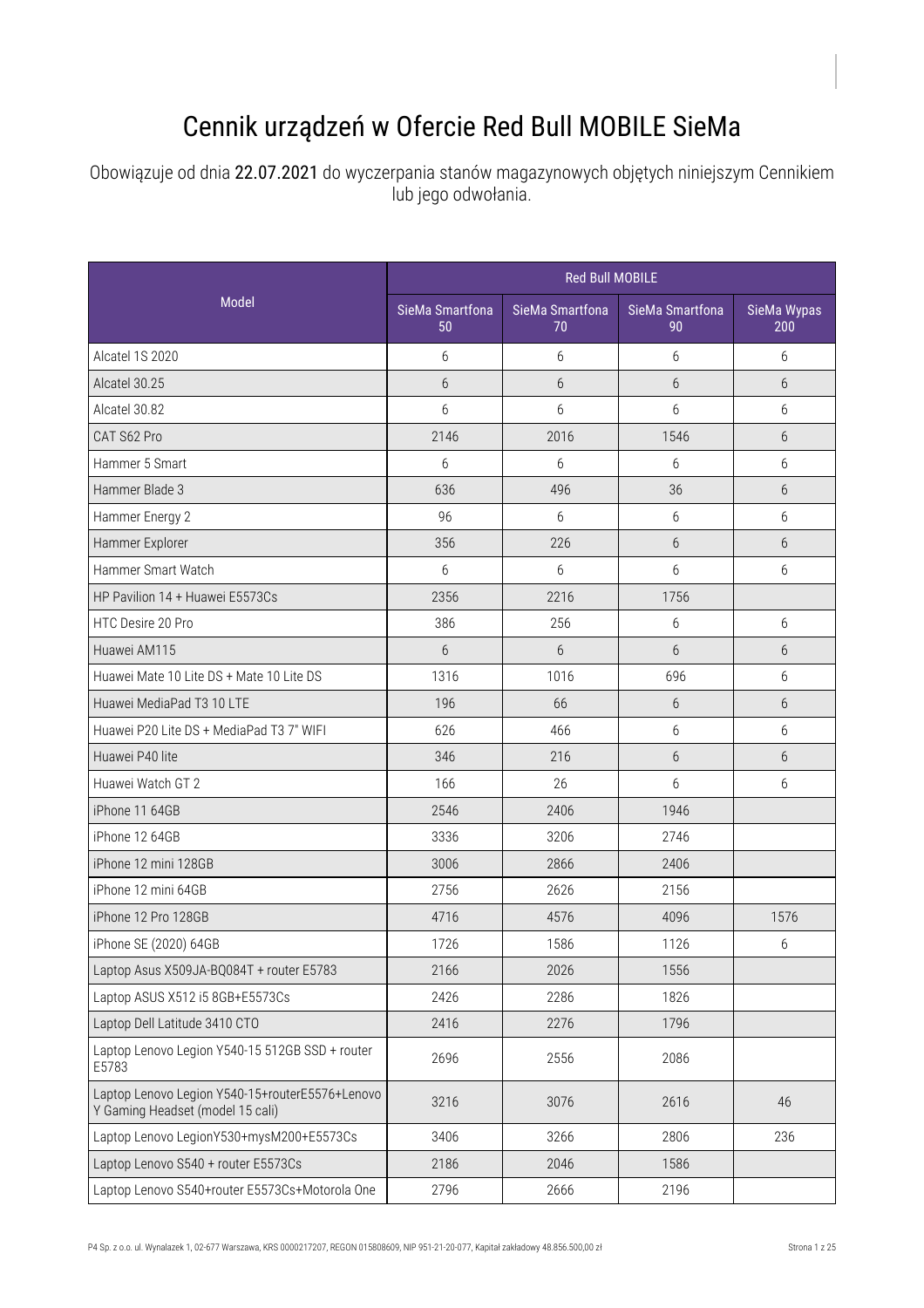# Cennik urządzeń w Ofercie Red Bull MOBILE SieMa

Obowiązuje od dnia 22.07.2021 do wyczerpania stanów magazynowych objętych niniejszym Cennikiem lub jego odwołania.

| Model | Red Bull MOBILE | | | |
|---|---|---|---|---|
| | SieMa Smartfona 50 | SieMa Smartfona 70 | SieMa Smartfona 90 | SieMa Wypas 200 |
| Alcatel 1S 2020 | 6 | 6 | 6 | 6 |
| Alcatel 30.25 | 6 | 6 | 6 | 6 |
| Alcatel 30.82 | 6 | 6 | 6 | 6 |
| CAT S62 Pro | 2146 | 2016 | 1546 | 6 |
| Hammer 5 Smart | 6 | 6 | 6 | 6 |
| Hammer Blade 3 | 636 | 496 | 36 | 6 |
| Hammer Energy 2 | 96 | 6 | 6 | 6 |
| Hammer Explorer | 356 | 226 | 6 | 6 |
| Hammer Smart Watch | 6 | 6 | 6 | 6 |
| HP Pavilion 14 + Huawei E5573Cs | 2356 | 2216 | 1756 | |
| HTC Desire 20 Pro | 386 | 256 | 6 | 6 |
| Huawei AM115 | 6 | 6 | 6 | 6 |
| Huawei Mate 10 Lite DS + Mate 10 Lite DS | 1316 | 1016 | 696 | 6 |
| Huawei MediaPad T3 10 LTE | 196 | 66 | 6 | 6 |
| Huawei P20 Lite DS + MediaPad T3 7" WIFI | 626 | 466 | 6 | 6 |
| Huawei P40 lite | 346 | 216 | 6 | 6 |
| Huawei Watch GT 2 | 166 | 26 | 6 | 6 |
| iPhone 11 64GB | 2546 | 2406 | 1946 | |
| iPhone 12 64GB | 3336 | 3206 | 2746 | |
| iPhone 12 mini 128GB | 3006 | 2866 | 2406 | |
| iPhone 12 mini 64GB | 2756 | 2626 | 2156 | |
| iPhone 12 Pro 128GB | 4716 | 4576 | 4096 | 1576 |
| iPhone SE (2020) 64GB | 1726 | 1586 | 1126 | 6 |
| Laptop Asus X509JA-BQ084T + router E5783 | 2166 | 2026 | 1556 | |
| Laptop ASUS X512 i5 8GB+E5573Cs | 2426 | 2286 | 1826 | |
| Laptop Dell Latitude 3410 CTO | 2416 | 2276 | 1796 | |
| Laptop Lenovo Legion Y540-15 512GB SSD + router E5783 | 2696 | 2556 | 2086 | |
| Laptop Lenovo Legion Y540-15+routerE5576+Lenovo Y Gaming Headset (model 15 cali) | 3216 | 3076 | 2616 | 46 |
| Laptop Lenovo LegionY530+mysM200+E5573Cs | 3406 | 3266 | 2806 | 236 |
| Laptop Lenovo S540 + router E5573Cs | 2186 | 2046 | 1586 | |
| Laptop Lenovo S540+router E5573Cs+Motorola One | 2796 | 2666 | 2196 | |

P4 Sp. z o.o. ul. Wynalazek 1, 02-677 Warszawa, KRS 0000217207, REGON 015808609, NIP 951-21-20-077, Kapitał zakładowy 48.856.500,00 zł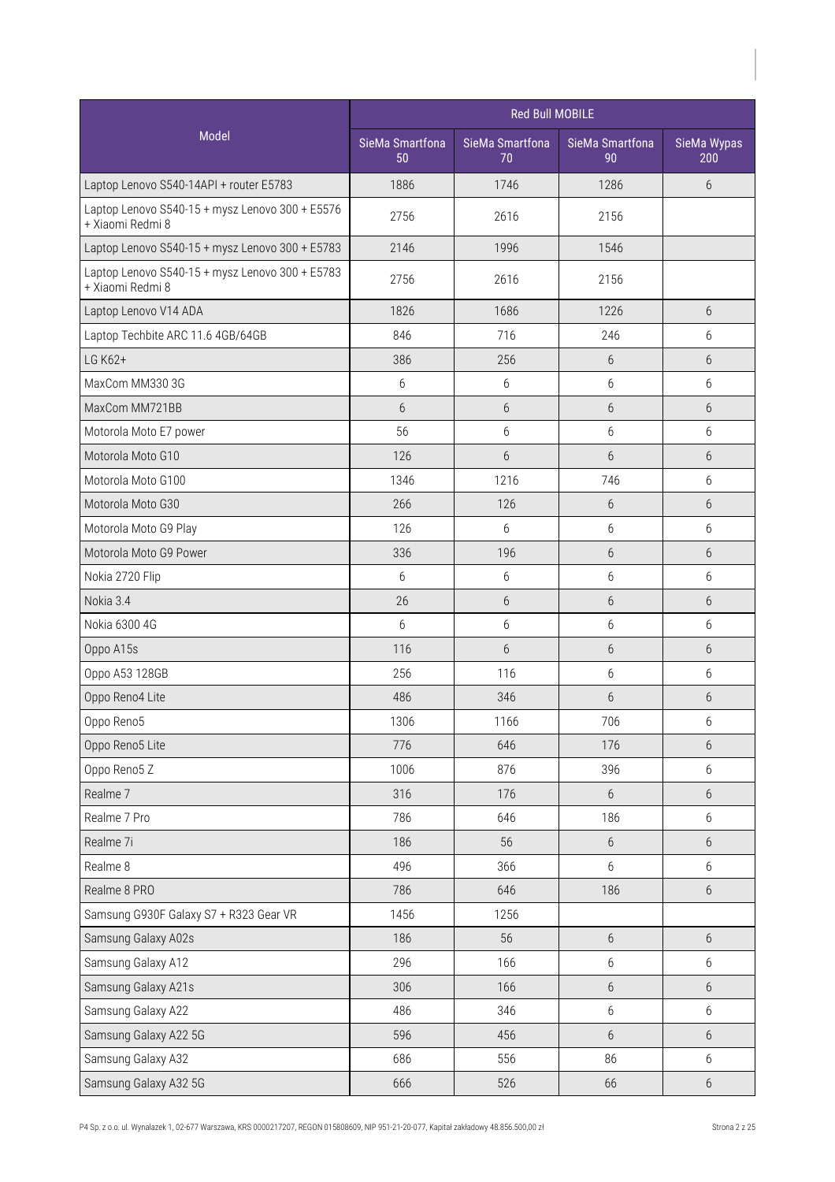| Model | Red Bull MOBILE | | | |
|---|---|---|---|---|
| | SieMa Smartfona 50 | SieMa Smartfona 70 | SieMa Smartfona 90 | SieMa Wypas 200 |
| Laptop Lenovo S540-14API + router E5783 | 1886 | 1746 | 1286 | 6 |
| Laptop Lenovo S540-15 + mysz Lenovo 300 + E5576 + Xiaomi Redmi 8 | 2756 | 2616 | 2156 | |
| Laptop Lenovo S540-15 + mysz Lenovo 300 + E5783 | 2146 | 1996 | 1546 | |
| Laptop Lenovo S540-15 + mysz Lenovo 300 + E5783 + Xiaomi Redmi 8 | 2756 | 2616 | 2156 | |
| Laptop Lenovo V14 ADA | 1826 | 1686 | 1226 | 6 |
| Laptop Techbite ARC 11.6 4GB/64GB | 846 | 716 | 246 | 6 |
| LG K62+ | 386 | 256 | 6 | 6 |
| MaxCom MM330 3G | 6 | 6 | 6 | 6 |
| MaxCom MM721BB | 6 | 6 | 6 | 6 |
| Motorola Moto E7 power | 56 | 6 | 6 | 6 |
| Motorola Moto G10 | 126 | 6 | 6 | 6 |
| Motorola Moto G100 | 1346 | 1216 | 746 | 6 |
| Motorola Moto G30 | 266 | 126 | 6 | 6 |
| Motorola Moto G9 Play | 126 | 6 | 6 | 6 |
| Motorola Moto G9 Power | 336 | 196 | 6 | 6 |
| Nokia 2720 Flip | 6 | 6 | 6 | 6 |
| Nokia 3.4 | 26 | 6 | 6 | 6 |
| Nokia 6300 4G | 6 | 6 | 6 | 6 |
| Oppo A15s | 116 | 6 | 6 | 6 |
| Oppo A53 128GB | 256 | 116 | 6 | 6 |
| Oppo Reno4 Lite | 486 | 346 | 6 | 6 |
| Oppo Reno5 | 1306 | 1166 | 706 | 6 |
| Oppo Reno5 Lite | 776 | 646 | 176 | 6 |
| Oppo Reno5 Z | 1006 | 876 | 396 | 6 |
| Realme 7 | 316 | 176 | 6 | 6 |
| Realme 7 Pro | 786 | 646 | 186 | 6 |
| Realme 7i | 186 | 56 | 6 | 6 |
| Realme 8 | 496 | 366 | 6 | 6 |
| Realme 8 PRO | 786 | 646 | 186 | 6 |
| Samsung G930F Galaxy S7 + R323 Gear VR | 1456 | 1256 | | |
| Samsung Galaxy A02s | 186 | 56 | 6 | 6 |
| Samsung Galaxy A12 | 296 | 166 | 6 | 6 |
| Samsung Galaxy A21s | 306 | 166 | 6 | 6 |
| Samsung Galaxy A22 | 486 | 346 | 6 | 6 |
| Samsung Galaxy A22 5G | 596 | 456 | 6 | 6 |
| Samsung Galaxy A32 | 686 | 556 | 86 | 6 |
| Samsung Galaxy A32 5G | 666 | 526 | 66 | 6 |

P4 Sp. z o.o. ul. Wynalazek 1, 02-677 Warszawa, KRS 0000217207, REGON 015808609, NIP 951-21-20-077, Kapitał zakładowy 48.856.500,00 zł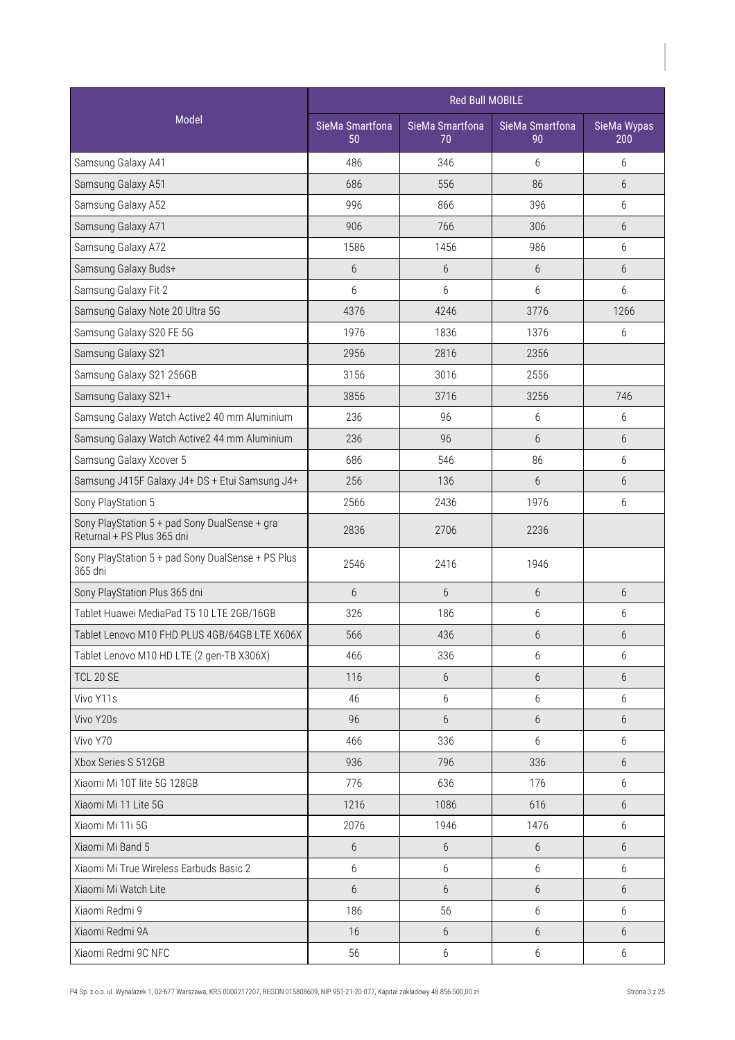| Model | Red Bull MOBILE | | | |
|---|---|---|---|---|
| | SieMa Smartfona 50 | SieMa Smartfona 70 | SieMa Smartfona 90 | SieMa Wypas 200 |
| Samsung Galaxy A41 | 486 | 346 | 6 | 6 |
| Samsung Galaxy A51 | 686 | 556 | 86 | 6 |
| Samsung Galaxy A52 | 996 | 866 | 396 | 6 |
| Samsung Galaxy A71 | 906 | 766 | 306 | 6 |
| Samsung Galaxy A72 | 1586 | 1456 | 986 | 6 |
| Samsung Galaxy Buds+ | 6 | 6 | 6 | 6 |
| Samsung Galaxy Fit 2 | 6 | 6 | 6 | 6 |
| Samsung Galaxy Note 20 Ultra 5G | 4376 | 4246 | 3776 | 1266 |
| Samsung Galaxy S20 FE 5G | 1976 | 1836 | 1376 | 6 |
| Samsung Galaxy S21 | 2956 | 2816 | 2356 | |
| Samsung Galaxy S21 256GB | 3156 | 3016 | 2556 | |
| Samsung Galaxy S21+ | 3856 | 3716 | 3256 | 746 |
| Samsung Galaxy Watch Active2 40 mm Aluminium | 236 | 96 | 6 | 6 |
| Samsung Galaxy Watch Active2 44 mm Aluminium | 236 | 96 | 6 | 6 |
| Samsung Galaxy Xcover 5 | 686 | 546 | 86 | 6 |
| Samsung J415F Galaxy J4+ DS + Etui Samsung J4+ | 256 | 136 | 6 | 6 |
| Sony PlayStation 5 | 2566 | 2436 | 1976 | 6 |
| Sony PlayStation 5 + pad Sony DualSense + gra Returnal + PS Plus 365 dni | 2836 | 2706 | 2236 | |
| Sony PlayStation 5 + pad Sony DualSense + PS Plus 365 dni | 2546 | 2416 | 1946 | |
| Sony PlayStation Plus 365 dni | 6 | 6 | 6 | 6 |
| Tablet Huawei MediaPad T5 10 LTE 2GB/16GB | 326 | 186 | 6 | 6 |
| Tablet Lenovo M10 FHD PLUS 4GB/64GB LTE X606X | 566 | 436 | 6 | 6 |
| Tablet Lenovo M10 HD LTE (2 gen-TB X306X) | 466 | 336 | 6 | 6 |
| TCL 20 SE | 116 | 6 | 6 | 6 |
| Vivo Y11s | 46 | 6 | 6 | 6 |
| Vivo Y20s | 96 | 6 | 6 | 6 |
| Vivo Y70 | 466 | 336 | 6 | 6 |
| Xbox Series S 512GB | 936 | 796 | 336 | 6 |
| Xiaomi Mi 10T lite 5G 128GB | 776 | 636 | 176 | 6 |
| Xiaomi Mi 11 Lite 5G | 1216 | 1086 | 616 | 6 |
| Xiaomi Mi 11i 5G | 2076 | 1946 | 1476 | 6 |
| Xiaomi Mi Band 5 | 6 | 6 | 6 | 6 |
| Xiaomi Mi True Wireless Earbuds Basic 2 | 6 | 6 | 6 | 6 |
| Xiaomi Mi Watch Lite | 6 | 6 | 6 | 6 |
| Xiaomi Redmi 9 | 186 | 56 | 6 | 6 |
| Xiaomi Redmi 9A | 16 | 6 | 6 | 6 |
| Xiaomi Redmi 9C NFC | 56 | 6 | 6 | 6 |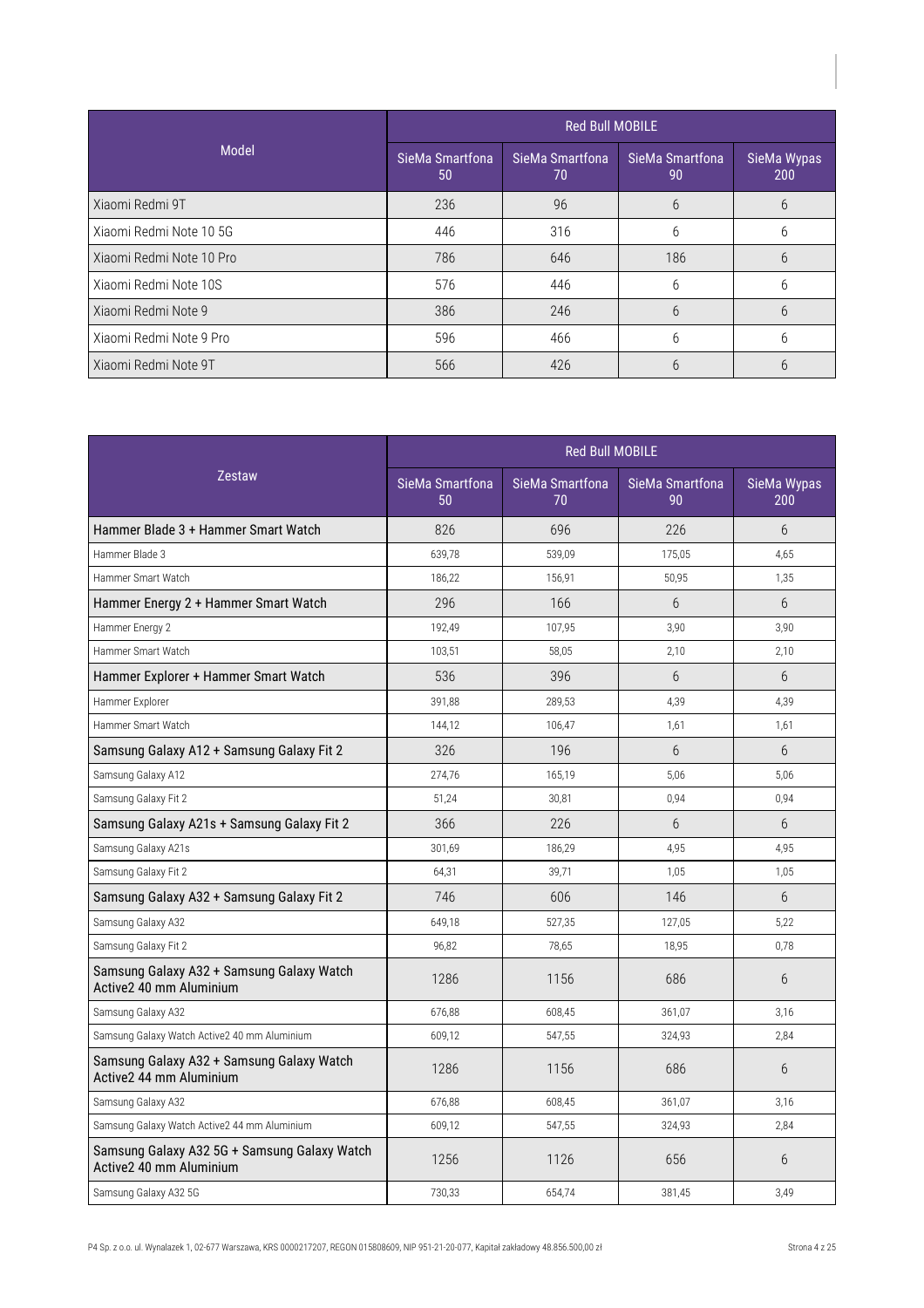| Model | Red Bull MOBILE | | | |
|---|---|---|---|---|
| | SieMa Smartfona 50 | SieMa Smartfona 70 | SieMa Smartfona 90 | SieMa Wypas 200 |
| Xiaomi Redmi 9T | 236 | 96 | 6 | 6 |
| Xiaomi Redmi Note 10 5G | 446 | 316 | 6 | 6 |
| Xiaomi Redmi Note 10 Pro | 786 | 646 | 186 | 6 |
| Xiaomi Redmi Note 10S | 576 | 446 | 6 | 6 |
| Xiaomi Redmi Note 9 | 386 | 246 | 6 | 6 |
| Xiaomi Redmi Note 9 Pro | 596 | 466 | 6 | 6 |
| Xiaomi Redmi Note 9T | 566 | 426 | 6 | 6 |

| Zestaw | Red Bull MOBILE | | | |
|---|---|---|---|---|
| | SieMa Smartfona 50 | SieMa Smartfona 70 | SieMa Smartfona 90 | SieMa Wypas 200 |
| Hammer Blade 3 + Hammer Smart Watch | 826 | 696 | 226 | 6 |
| Hammer Blade 3 | 639,78 | 539,09 | 175,05 | 4,65 |
| Hammer Smart Watch | 186,22 | 156,91 | 50,95 | 1,35 |
| Hammer Energy 2 + Hammer Smart Watch | 296 | 166 | 6 | 6 |
| Hammer Energy 2 | 192,49 | 107,95 | 3,90 | 3,90 |
| Hammer Smart Watch | 103,51 | 58,05 | 2,10 | 2,10 |
| Hammer Explorer + Hammer Smart Watch | 536 | 396 | 6 | 6 |
| Hammer Explorer | 391,88 | 289,53 | 4,39 | 4,39 |
| Hammer Smart Watch | 144,12 | 106,47 | 1,61 | 1,61 |
| Samsung Galaxy A12 + Samsung Galaxy Fit 2 | 326 | 196 | 6 | 6 |
| Samsung Galaxy A12 | 274,76 | 165,19 | 5,06 | 5,06 |
| Samsung Galaxy Fit 2 | 51,24 | 30,81 | 0,94 | 0,94 |
| Samsung Galaxy A21s + Samsung Galaxy Fit 2 | 366 | 226 | 6 | 6 |
| Samsung Galaxy A21s | 301,69 | 186,29 | 4,95 | 4,95 |
| Samsung Galaxy Fit 2 | 64,31 | 39,71 | 1,05 | 1,05 |
| Samsung Galaxy A32 + Samsung Galaxy Fit 2 | 746 | 606 | 146 | 6 |
| Samsung Galaxy A32 | 649,18 | 527,35 | 127,05 | 5,22 |
| Samsung Galaxy Fit 2 | 96,82 | 78,65 | 18,95 | 0,78 |
| Samsung Galaxy A32 + Samsung Galaxy Watch Active2 40 mm Aluminium | 1286 | 1156 | 686 | 6 |
| Samsung Galaxy A32 | 676,88 | 608,45 | 361,07 | 3,16 |
| Samsung Galaxy Watch Active2 40 mm Aluminium | 609,12 | 547,55 | 324,93 | 2,84 |
| Samsung Galaxy A32 + Samsung Galaxy Watch Active2 44 mm Aluminium | 1286 | 1156 | 686 | 6 |
| Samsung Galaxy A32 | 676,88 | 608,45 | 361,07 | 3,16 |
| Samsung Galaxy Watch Active2 44 mm Aluminium | 609,12 | 547,55 | 324,93 | 2,84 |
| Samsung Galaxy A32 5G + Samsung Galaxy Watch Active2 40 mm Aluminium | 1256 | 1126 | 656 | 6 |
| Samsung Galaxy A32 5G | 730,33 | 654,74 | 381,45 | 3,49 |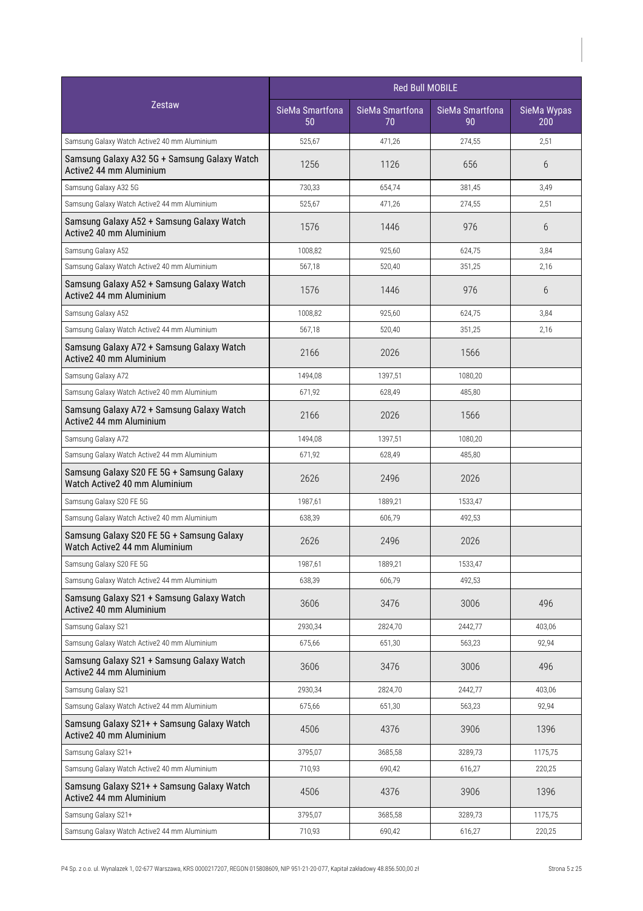| Zestaw | Red Bull MOBILE | | | |
|---|---|---|---|---|
| | SieMa Smartfona 50 | SieMa Smartfona 70 | SieMa Smartfona 90 | SieMa Wypas 200 |
| Samsung Galaxy Watch Active2 40 mm Aluminium | 525,67 | 471,26 | 274,55 | 2,51 |
| Samsung Galaxy A32 5G + Samsung Galaxy Watch Active2 44 mm Aluminium | 1256 | 1126 | 656 | 6 |
| Samsung Galaxy A32 5G | 730,33 | 654,74 | 381,45 | 3,49 |
| Samsung Galaxy Watch Active2 44 mm Aluminium | 525,67 | 471,26 | 274,55 | 2,51 |
| Samsung Galaxy A52 + Samsung Galaxy Watch Active2 40 mm Aluminium | 1576 | 1446 | 976 | 6 |
| Samsung Galaxy A52 | 1008,82 | 925,60 | 624,75 | 3,84 |
| Samsung Galaxy Watch Active2 40 mm Aluminium | 567,18 | 520,40 | 351,25 | 2,16 |
| Samsung Galaxy A52 + Samsung Galaxy Watch Active2 44 mm Aluminium | 1576 | 1446 | 976 | 6 |
| Samsung Galaxy A52 | 1008,82 | 925,60 | 624,75 | 3,84 |
| Samsung Galaxy Watch Active2 44 mm Aluminium | 567,18 | 520,40 | 351,25 | 2,16 |
| Samsung Galaxy A72 + Samsung Galaxy Watch Active2 40 mm Aluminium | 2166 | 2026 | 1566 | |
| Samsung Galaxy A72 | 1494,08 | 1397,51 | 1080,20 | |
| Samsung Galaxy Watch Active2 40 mm Aluminium | 671,92 | 628,49 | 485,80 | |
| Samsung Galaxy A72 + Samsung Galaxy Watch Active2 44 mm Aluminium | 2166 | 2026 | 1566 | |
| Samsung Galaxy A72 | 1494,08 | 1397,51 | 1080,20 | |
| Samsung Galaxy Watch Active2 44 mm Aluminium | 671,92 | 628,49 | 485,80 | |
| Samsung Galaxy S20 FE 5G + Samsung Galaxy Watch Active2 40 mm Aluminium | 2626 | 2496 | 2026 | |
| Samsung Galaxy S20 FE 5G | 1987,61 | 1889,21 | 1533,47 | |
| Samsung Galaxy Watch Active2 40 mm Aluminium | 638,39 | 606,79 | 492,53 | |
| Samsung Galaxy S20 FE 5G + Samsung Galaxy Watch Active2 44 mm Aluminium | 2626 | 2496 | 2026 | |
| Samsung Galaxy S20 FE 5G | 1987,61 | 1889,21 | 1533,47 | |
| Samsung Galaxy Watch Active2 44 mm Aluminium | 638,39 | 606,79 | 492,53 | |
| Samsung Galaxy S21 + Samsung Galaxy Watch Active2 40 mm Aluminium | 3606 | 3476 | 3006 | 496 |
| Samsung Galaxy S21 | 2930,34 | 2824,70 | 2442,77 | 403,06 |
| Samsung Galaxy Watch Active2 40 mm Aluminium | 675,66 | 651,30 | 563,23 | 92,94 |
| Samsung Galaxy S21 + Samsung Galaxy Watch Active2 44 mm Aluminium | 3606 | 3476 | 3006 | 496 |
| Samsung Galaxy S21 | 2930,34 | 2824,70 | 2442,77 | 403,06 |
| Samsung Galaxy Watch Active2 44 mm Aluminium | 675,66 | 651,30 | 563,23 | 92,94 |
| Samsung Galaxy S21+ + Samsung Galaxy Watch Active2 40 mm Aluminium | 4506 | 4376 | 3906 | 1396 |
| Samsung Galaxy S21+ | 3795,07 | 3685,58 | 3289,73 | 1175,75 |
| Samsung Galaxy Watch Active2 40 mm Aluminium | 710,93 | 690,42 | 616,27 | 220,25 |
| Samsung Galaxy S21+ + Samsung Galaxy Watch Active2 44 mm Aluminium | 4506 | 4376 | 3906 | 1396 |
| Samsung Galaxy S21+ | 3795,07 | 3685,58 | 3289,73 | 1175,75 |
| Samsung Galaxy Watch Active2 44 mm Aluminium | 710,93 | 690,42 | 616,27 | 220,25 |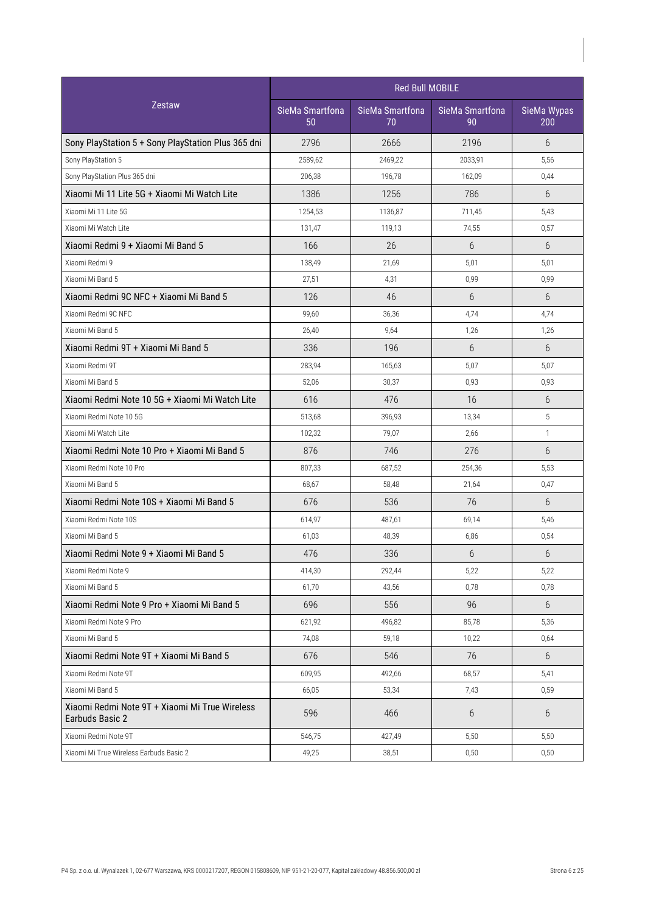| Zestaw | Red Bull MOBILE | | | |
|---|---|---|---|---|
| | SieMa Smartfona 50 | SieMa Smartfona 70 | SieMa Smartfona 90 | SieMa Wypas 200 |
| Sony PlayStation 5 + Sony PlayStation Plus 365 dni | 2796 | 2666 | 2196 | 6 |
| Sony PlayStation 5 | 2589,62 | 2469,22 | 2033,91 | 5,56 |
| Sony PlayStation Plus 365 dni | 206,38 | 196,78 | 162,09 | 0,44 |
| Xiaomi Mi 11 Lite 5G + Xiaomi Mi Watch Lite | 1386 | 1256 | 786 | 6 |
| Xiaomi Mi 11 Lite 5G | 1254,53 | 1136,87 | 711,45 | 5,43 |
| Xiaomi Mi Watch Lite | 131,47 | 119,13 | 74,55 | 0,57 |
| Xiaomi Redmi 9 + Xiaomi Mi Band 5 | 166 | 26 | 6 | 6 |
| Xiaomi Redmi 9 | 138,49 | 21,69 | 5,01 | 5,01 |
| Xiaomi Mi Band 5 | 27,51 | 4,31 | 0,99 | 0,99 |
| Xiaomi Redmi 9C NFC + Xiaomi Mi Band 5 | 126 | 46 | 6 | 6 |
| Xiaomi Redmi 9C NFC | 99,60 | 36,36 | 4,74 | 4,74 |
| Xiaomi Mi Band 5 | 26,40 | 9,64 | 1,26 | 1,26 |
| Xiaomi Redmi 9T + Xiaomi Mi Band 5 | 336 | 196 | 6 | 6 |
| Xiaomi Redmi 9T | 283,94 | 165,63 | 5,07 | 5,07 |
| Xiaomi Mi Band 5 | 52,06 | 30,37 | 0,93 | 0,93 |
| Xiaomi Redmi Note 10 5G + Xiaomi Mi Watch Lite | 616 | 476 | 16 | 6 |
| Xiaomi Redmi Note 10 5G | 513,68 | 396,93 | 13,34 | 5 |
| Xiaomi Mi Watch Lite | 102,32 | 79,07 | 2,66 | 1 |
| Xiaomi Redmi Note 10 Pro + Xiaomi Mi Band 5 | 876 | 746 | 276 | 6 |
| Xiaomi Redmi Note 10 Pro | 807,33 | 687,52 | 254,36 | 5,53 |
| Xiaomi Mi Band 5 | 68,67 | 58,48 | 21,64 | 0,47 |
| Xiaomi Redmi Note 10S + Xiaomi Mi Band 5 | 676 | 536 | 76 | 6 |
| Xiaomi Redmi Note 10S | 614,97 | 487,61 | 69,14 | 5,46 |
| Xiaomi Mi Band 5 | 61,03 | 48,39 | 6,86 | 0,54 |
| Xiaomi Redmi Note 9 + Xiaomi Mi Band 5 | 476 | 336 | 6 | 6 |
| Xiaomi Redmi Note 9 | 414,30 | 292,44 | 5,22 | 5,22 |
| Xiaomi Mi Band 5 | 61,70 | 43,56 | 0,78 | 0,78 |
| Xiaomi Redmi Note 9 Pro + Xiaomi Mi Band 5 | 696 | 556 | 96 | 6 |
| Xiaomi Redmi Note 9 Pro | 621,92 | 496,82 | 85,78 | 5,36 |
| Xiaomi Mi Band 5 | 74,08 | 59,18 | 10,22 | 0,64 |
| Xiaomi Redmi Note 9T + Xiaomi Mi Band 5 | 676 | 546 | 76 | 6 |
| Xiaomi Redmi Note 9T | 609,95 | 492,66 | 68,57 | 5,41 |
| Xiaomi Mi Band 5 | 66,05 | 53,34 | 7,43 | 0,59 |
| Xiaomi Redmi Note 9T + Xiaomi Mi True Wireless Earbuds Basic 2 | 596 | 466 | 6 | 6 |
| Xiaomi Redmi Note 9T | 546,75 | 427,49 | 5,50 | 5,50 |
| Xiaomi Mi True Wireless Earbuds Basic 2 | 49,25 | 38,51 | 0,50 | 0,50 |

P4 Sp. z o.o. ul. Wynalazek 1, 02-677 Warszawa, KRS 0000217207, REGON 015808609, NIP 951-21-20-077, Kapitał zakładowy 48.856.500,00 zł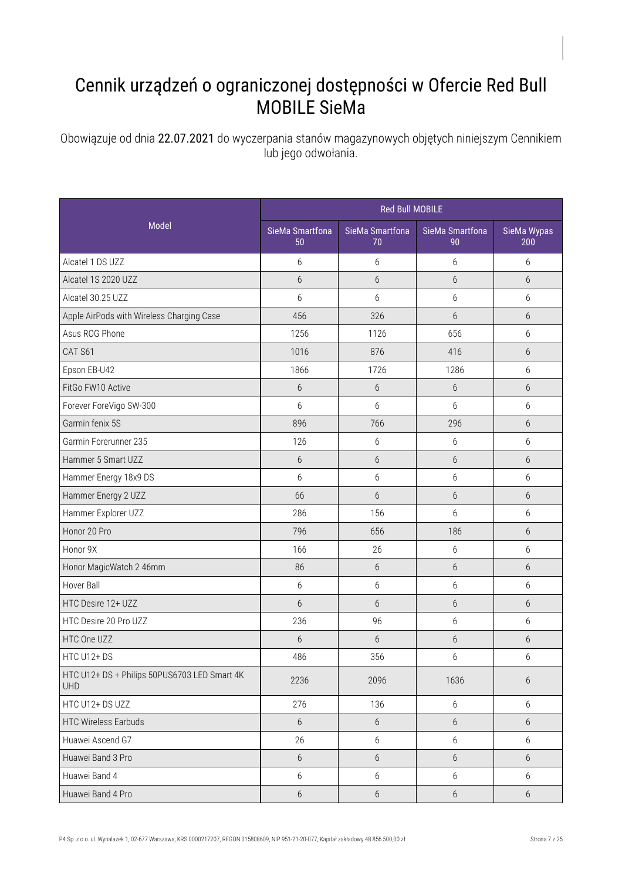# Cennik urządzeń o ograniczonej dostępności w Ofercie Red Bull MOBILE SieMa

Obowiązuje od dnia 22.07.2021 do wyczerpania stanów magazynowych objętych niniejszym Cennikiem lub jego odwołania.

| Model | Red Bull MOBILE | | | |
|---|---|---|---|---|
| | SieMa Smartfona 50 | SieMa Smartfona 70 | SieMa Smartfona 90 | SieMa Wypas 200 |
| Alcatel 1 DS UZZ | 6 | 6 | 6 | 6 |
| Alcatel 1S 2020 UZZ | 6 | 6 | 6 | 6 |
| Alcatel 30.25 UZZ | 6 | 6 | 6 | 6 |
| Apple AirPods with Wireless Charging Case | 456 | 326 | 6 | 6 |
| Asus ROG Phone | 1256 | 1126 | 656 | 6 |
| CAT S61 | 1016 | 876 | 416 | 6 |
| Epson EB-U42 | 1866 | 1726 | 1286 | 6 |
| FitGo FW10 Active | 6 | 6 | 6 | 6 |
| Forever ForeVigo SW-300 | 6 | 6 | 6 | 6 |
| Garmin fenix 5S | 896 | 766 | 296 | 6 |
| Garmin Forerunner 235 | 126 | 6 | 6 | 6 |
| Hammer 5 Smart UZZ | 6 | 6 | 6 | 6 |
| Hammer Energy 18x9 DS | 6 | 6 | 6 | 6 |
| Hammer Energy 2 UZZ | 66 | 6 | 6 | 6 |
| Hammer Explorer UZZ | 286 | 156 | 6 | 6 |
| Honor 20 Pro | 796 | 656 | 186 | 6 |
| Honor 9X | 166 | 26 | 6 | 6 |
| Honor MagicWatch 2 46mm | 86 | 6 | 6 | 6 |
| Hover Ball | 6 | 6 | 6 | 6 |
| HTC Desire 12+ UZZ | 6 | 6 | 6 | 6 |
| HTC Desire 20 Pro UZZ | 236 | 96 | 6 | 6 |
| HTC One UZZ | 6 | 6 | 6 | 6 |
| HTC U12+ DS | 486 | 356 | 6 | 6 |
| HTC U12+ DS + Philips 50PUS6703 LED Smart 4K UHD | 2236 | 2096 | 1636 | 6 |
| HTC U12+ DS UZZ | 276 | 136 | 6 | 6 |
| HTC Wireless Earbuds | 6 | 6 | 6 | 6 |
| Huawei Ascend G7 | 26 | 6 | 6 | 6 |
| Huawei Band 3 Pro | 6 | 6 | 6 | 6 |
| Huawei Band 4 | 6 | 6 | 6 | 6 |
| Huawei Band 4 Pro | 6 | 6 | 6 | 6 |

P4 Sp. z o.o. ul. Wynalazek 1, 02-677 Warszawa, KRS 0000217207, REGON 015808609, NIP 951-21-20-077, Kapitał zakładowy 48.856.500,00 zł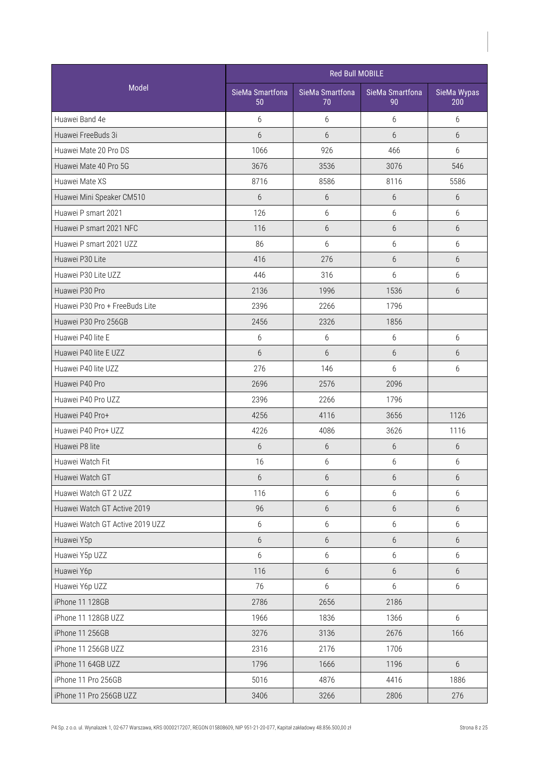| Model | Red Bull MOBILE | | | |
|---|---|---|---|---|
| | SieMa Smartfona 50 | SieMa Smartfona 70 | SieMa Smartfona 90 | SieMa Wypas 200 |
| Huawei Band 4e | 6 | 6 | 6 | 6 |
| Huawei FreeBuds 3i | 6 | 6 | 6 | 6 |
| Huawei Mate 20 Pro DS | 1066 | 926 | 466 | 6 |
| Huawei Mate 40 Pro 5G | 3676 | 3536 | 3076 | 546 |
| Huawei Mate XS | 8716 | 8586 | 8116 | 5586 |
| Huawei Mini Speaker CM510 | 6 | 6 | 6 | 6 |
| Huawei P smart 2021 | 126 | 6 | 6 | 6 |
| Huawei P smart 2021 NFC | 116 | 6 | 6 | 6 |
| Huawei P smart 2021 UZZ | 86 | 6 | 6 | 6 |
| Huawei P30 Lite | 416 | 276 | 6 | 6 |
| Huawei P30 Lite UZZ | 446 | 316 | 6 | 6 |
| Huawei P30 Pro | 2136 | 1996 | 1536 | 6 |
| Huawei P30 Pro + FreeBuds Lite | 2396 | 2266 | 1796 | |
| Huawei P30 Pro 256GB | 2456 | 2326 | 1856 | |
| Huawei P40 lite E | 6 | 6 | 6 | 6 |
| Huawei P40 lite E UZZ | 6 | 6 | 6 | 6 |
| Huawei P40 lite UZZ | 276 | 146 | 6 | 6 |
| Huawei P40 Pro | 2696 | 2576 | 2096 | |
| Huawei P40 Pro UZZ | 2396 | 2266 | 1796 | |
| Huawei P40 Pro+ | 4256 | 4116 | 3656 | 1126 |
| Huawei P40 Pro+ UZZ | 4226 | 4086 | 3626 | 1116 |
| Huawei P8 lite | 6 | 6 | 6 | 6 |
| Huawei Watch Fit | 16 | 6 | 6 | 6 |
| Huawei Watch GT | 6 | 6 | 6 | 6 |
| Huawei Watch GT 2 UZZ | 116 | 6 | 6 | 6 |
| Huawei Watch GT Active 2019 | 96 | 6 | 6 | 6 |
| Huawei Watch GT Active 2019 UZZ | 6 | 6 | 6 | 6 |
| Huawei Y5p | 6 | 6 | 6 | 6 |
| Huawei Y5p UZZ | 6 | 6 | 6 | 6 |
| Huawei Y6p | 116 | 6 | 6 | 6 |
| Huawei Y6p UZZ | 76 | 6 | 6 | 6 |
| iPhone 11 128GB | 2786 | 2656 | 2186 | |
| iPhone 11 128GB UZZ | 1966 | 1836 | 1366 | 6 |
| iPhone 11 256GB | 3276 | 3136 | 2676 | 166 |
| iPhone 11 256GB UZZ | 2316 | 2176 | 1706 | |
| iPhone 11 64GB UZZ | 1796 | 1666 | 1196 | 6 |
| iPhone 11 Pro 256GB | 5016 | 4876 | 4416 | 1886 |
| iPhone 11 Pro 256GB UZZ | 3406 | 3266 | 2806 | 276 |

P4 Sp. z o.o. ul. Wynalazek 1, 02-677 Warszawa, KRS 0000217207, REGON 015808609, NIP 951-21-20-077, Kapitał zakładowy 48.856.500,00 zł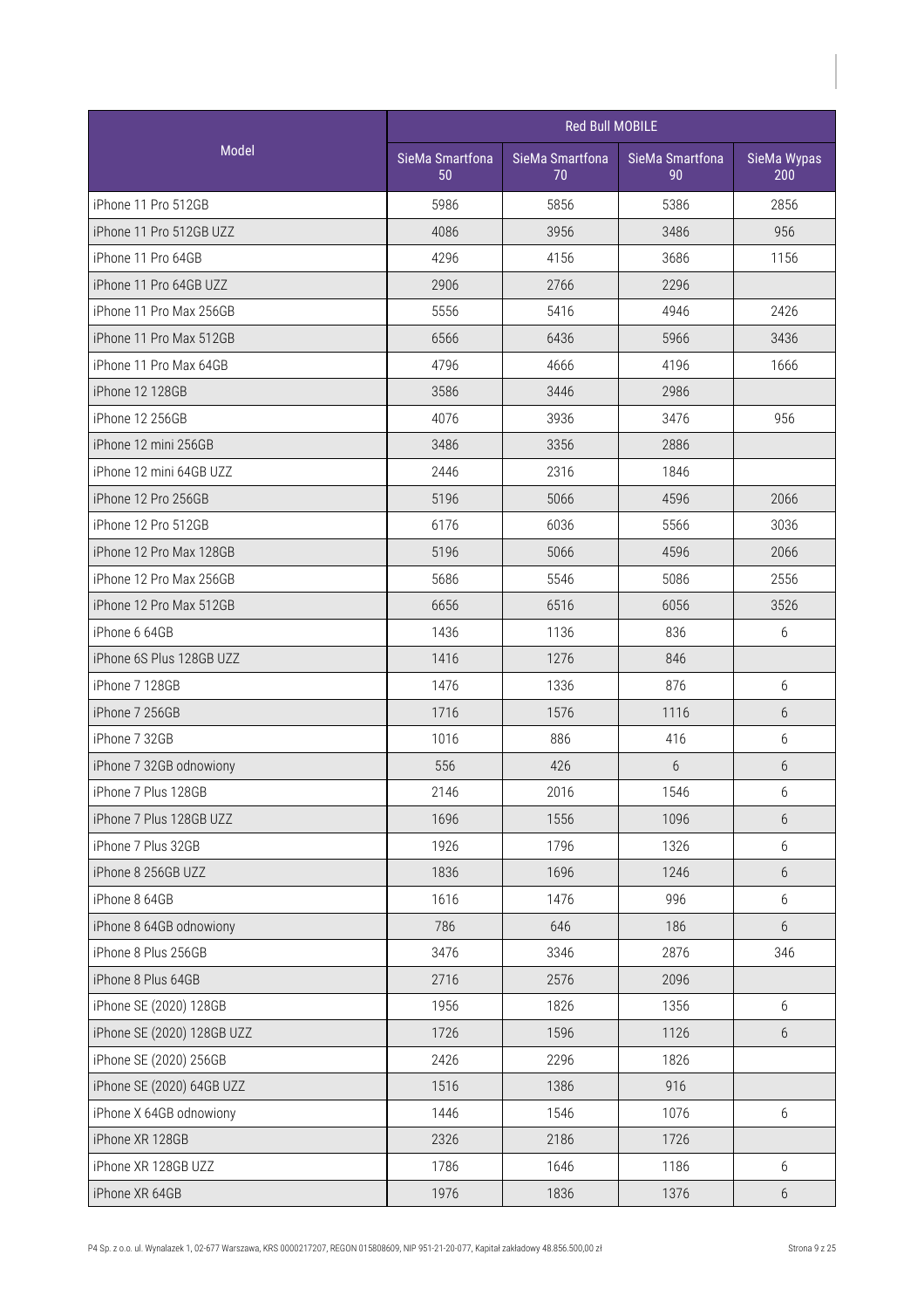| Model | Red Bull MOBILE | | | |
|---|---|---|---|---|
| | SieMa Smartfona 50 | SieMa Smartfona 70 | SieMa Smartfona 90 | SieMa Wypas 200 |
| iPhone 11 Pro 512GB | 5986 | 5856 | 5386 | 2856 |
| iPhone 11 Pro 512GB UZZ | 4086 | 3956 | 3486 | 956 |
| iPhone 11 Pro 64GB | 4296 | 4156 | 3686 | 1156 |
| iPhone 11 Pro 64GB UZZ | 2906 | 2766 | 2296 | |
| iPhone 11 Pro Max 256GB | 5556 | 5416 | 4946 | 2426 |
| iPhone 11 Pro Max 512GB | 6566 | 6436 | 5966 | 3436 |
| iPhone 11 Pro Max 64GB | 4796 | 4666 | 4196 | 1666 |
| iPhone 12 128GB | 3586 | 3446 | 2986 | |
| iPhone 12 256GB | 4076 | 3936 | 3476 | 956 |
| iPhone 12 mini 256GB | 3486 | 3356 | 2886 | |
| iPhone 12 mini 64GB UZZ | 2446 | 2316 | 1846 | |
| iPhone 12 Pro 256GB | 5196 | 5066 | 4596 | 2066 |
| iPhone 12 Pro 512GB | 6176 | 6036 | 5566 | 3036 |
| iPhone 12 Pro Max 128GB | 5196 | 5066 | 4596 | 2066 |
| iPhone 12 Pro Max 256GB | 5686 | 5546 | 5086 | 2556 |
| iPhone 12 Pro Max 512GB | 6656 | 6516 | 6056 | 3526 |
| iPhone 6 64GB | 1436 | 1136 | 836 | 6 |
| iPhone 6S Plus 128GB UZZ | 1416 | 1276 | 846 | |
| iPhone 7 128GB | 1476 | 1336 | 876 | 6 |
| iPhone 7 256GB | 1716 | 1576 | 1116 | 6 |
| iPhone 7 32GB | 1016 | 886 | 416 | 6 |
| iPhone 7 32GB odnowiony | 556 | 426 | 6 | 6 |
| iPhone 7 Plus 128GB | 2146 | 2016 | 1546 | 6 |
| iPhone 7 Plus 128GB UZZ | 1696 | 1556 | 1096 | 6 |
| iPhone 7 Plus 32GB | 1926 | 1796 | 1326 | 6 |
| iPhone 8 256GB UZZ | 1836 | 1696 | 1246 | 6 |
| iPhone 8 64GB | 1616 | 1476 | 996 | 6 |
| iPhone 8 64GB odnowiony | 786 | 646 | 186 | 6 |
| iPhone 8 Plus 256GB | 3476 | 3346 | 2876 | 346 |
| iPhone 8 Plus 64GB | 2716 | 2576 | 2096 | |
| iPhone SE (2020) 128GB | 1956 | 1826 | 1356 | 6 |
| iPhone SE (2020) 128GB UZZ | 1726 | 1596 | 1126 | 6 |
| iPhone SE (2020) 256GB | 2426 | 2296 | 1826 | |
| iPhone SE (2020) 64GB UZZ | 1516 | 1386 | 916 | |
| iPhone X 64GB odnowiony | 1446 | 1546 | 1076 | 6 |
| iPhone XR 128GB | 2326 | 2186 | 1726 | |
| iPhone XR 128GB UZZ | 1786 | 1646 | 1186 | 6 |
| iPhone XR 64GB | 1976 | 1836 | 1376 | 6 |

P4 Sp. z o.o. ul. Wynalazek 1, 02-677 Warszawa, KRS 0000217207, REGON 015808609, NIP 951-21-20-077, Kapitał zakładowy 48.856.500,00 zł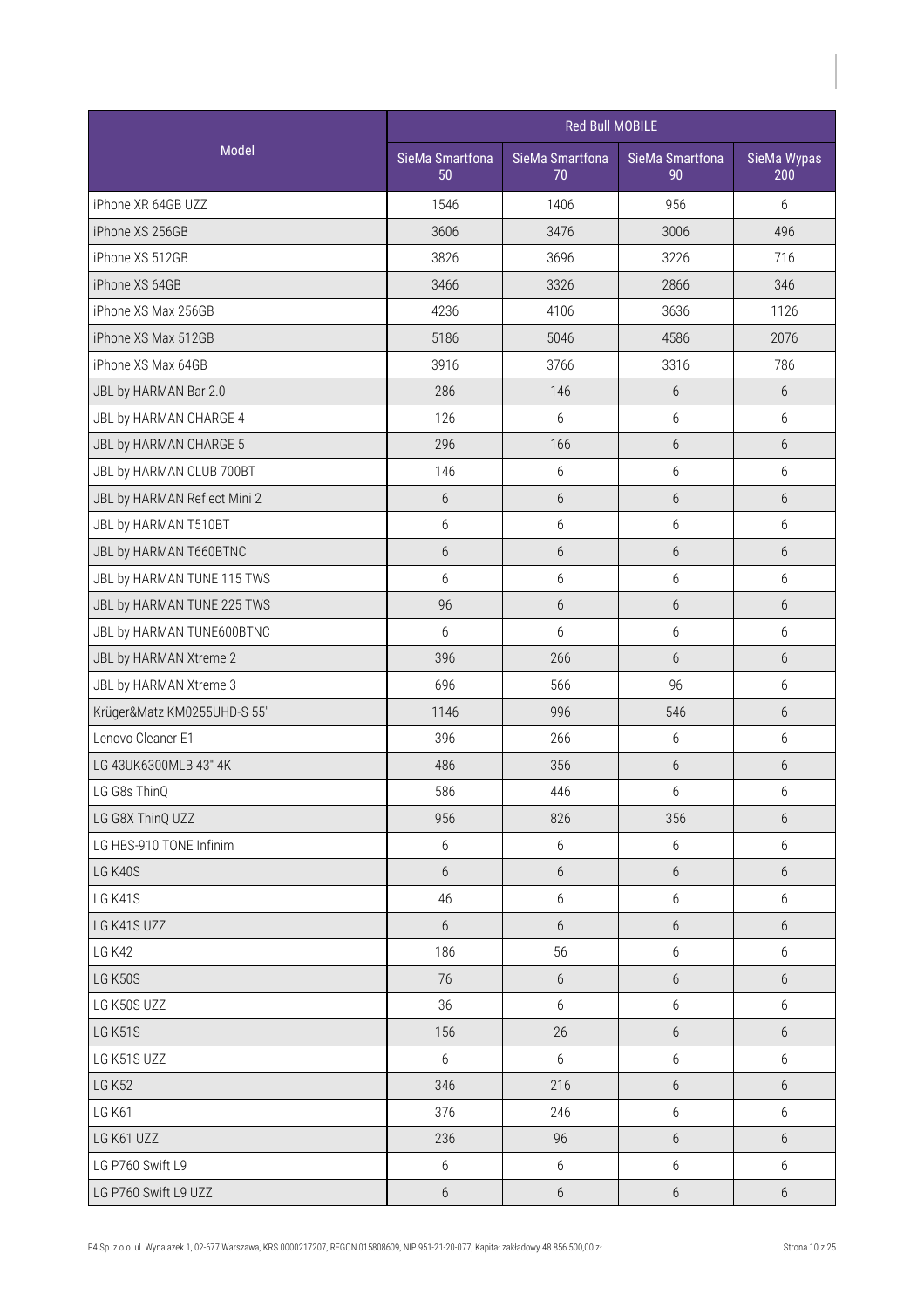| Model | Red Bull MOBILE | | | |
|---|---|---|---|---|
| | SieMa Smartfona 50 | SieMa Smartfona 70 | SieMa Smartfona 90 | SieMa Wypas 200 |
| iPhone XR 64GB UZZ | 1546 | 1406 | 956 | 6 |
| iPhone XS 256GB | 3606 | 3476 | 3006 | 496 |
| iPhone XS 512GB | 3826 | 3696 | 3226 | 716 |
| iPhone XS 64GB | 3466 | 3326 | 2866 | 346 |
| iPhone XS Max 256GB | 4236 | 4106 | 3636 | 1126 |
| iPhone XS Max 512GB | 5186 | 5046 | 4586 | 2076 |
| iPhone XS Max 64GB | 3916 | 3766 | 3316 | 786 |
| JBL by HARMAN Bar 2.0 | 286 | 146 | 6 | 6 |
| JBL by HARMAN CHARGE 4 | 126 | 6 | 6 | 6 |
| JBL by HARMAN CHARGE 5 | 296 | 166 | 6 | 6 |
| JBL by HARMAN CLUB 700BT | 146 | 6 | 6 | 6 |
| JBL by HARMAN Reflect Mini 2 | 6 | 6 | 6 | 6 |
| JBL by HARMAN T510BT | 6 | 6 | 6 | 6 |
| JBL by HARMAN T660BTNC | 6 | 6 | 6 | 6 |
| JBL by HARMAN TUNE 115 TWS | 6 | 6 | 6 | 6 |
| JBL by HARMAN TUNE 225 TWS | 96 | 6 | 6 | 6 |
| JBL by HARMAN TUNE600BTNC | 6 | 6 | 6 | 6 |
| JBL by HARMAN Xtreme 2 | 396 | 266 | 6 | 6 |
| JBL by HARMAN Xtreme 3 | 696 | 566 | 96 | 6 |
| Krüger&Matz KM0255UHD-S 55" | 1146 | 996 | 546 | 6 |
| Lenovo Cleaner E1 | 396 | 266 | 6 | 6 |
| LG 43UK6300MLB 43" 4K | 486 | 356 | 6 | 6 |
| LG G8s ThinQ | 586 | 446 | 6 | 6 |
| LG G8X ThinQ UZZ | 956 | 826 | 356 | 6 |
| LG HBS-910 TONE Infinim | 6 | 6 | 6 | 6 |
| LG K40S | 6 | 6 | 6 | 6 |
| LG K41S | 46 | 6 | 6 | 6 |
| LG K41S UZZ | 6 | 6 | 6 | 6 |
| LG K42 | 186 | 56 | 6 | 6 |
| LG K50S | 76 | 6 | 6 | 6 |
| LG K50S UZZ | 36 | 6 | 6 | 6 |
| LG K51S | 156 | 26 | 6 | 6 |
| LG K51S UZZ | 6 | 6 | 6 | 6 |
| LG K52 | 346 | 216 | 6 | 6 |
| LG K61 | 376 | 246 | 6 | 6 |
| LG K61 UZZ | 236 | 96 | 6 | 6 |
| LG P760 Swift L9 | 6 | 6 | 6 | 6 |
| LG P760 Swift L9 UZZ | 6 | 6 | 6 | 6 |

P4 Sp. z o.o. ul. Wynalazek 1, 02-677 Warszawa, KRS 0000217207, REGON 015808609, NIP 951-21-20-077, Kapitał zakładowy 48.856.500,00 zł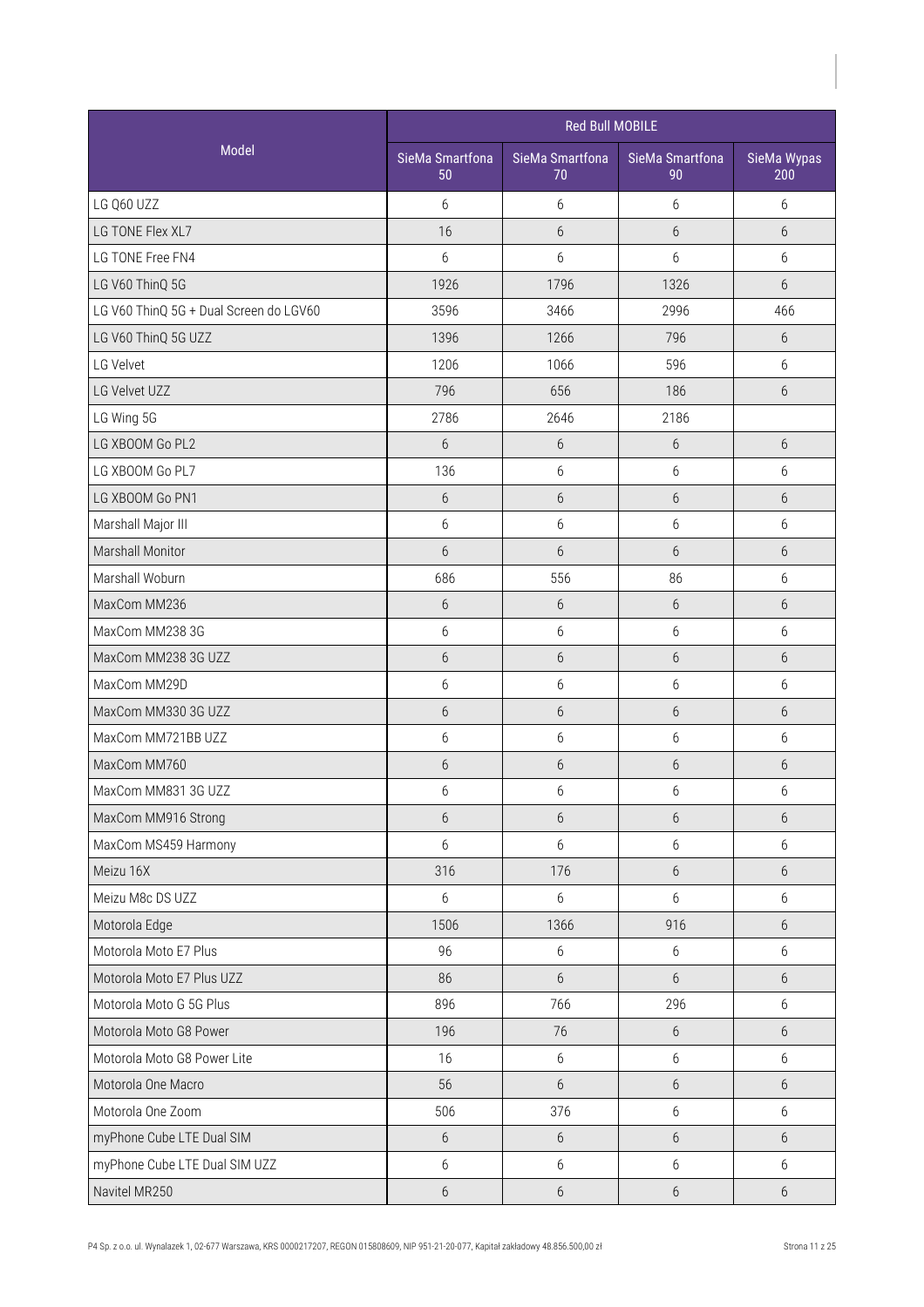| Model | Red Bull MOBILE | | | |
|---|---|---|---|---|
| | SieMa Smartfona 50 | SieMa Smartfona 70 | SieMa Smartfona 90 | SieMa Wypas 200 |
| LG Q60 UZZ | 6 | 6 | 6 | 6 |
| LG TONE Flex XL7 | 16 | 6 | 6 | 6 |
| LG TONE Free FN4 | 6 | 6 | 6 | 6 |
| LG V60 ThinQ 5G | 1926 | 1796 | 1326 | 6 |
| LG V60 ThinQ 5G + Dual Screen do LGV60 | 3596 | 3466 | 2996 | 466 |
| LG V60 ThinQ 5G UZZ | 1396 | 1266 | 796 | 6 |
| LG Velvet | 1206 | 1066 | 596 | 6 |
| LG Velvet UZZ | 796 | 656 | 186 | 6 |
| LG Wing 5G | 2786 | 2646 | 2186 | |
| LG XBOOM Go PL2 | 6 | 6 | 6 | 6 |
| LG XBOOM Go PL7 | 136 | 6 | 6 | 6 |
| LG XBOOM Go PN1 | 6 | 6 | 6 | 6 |
| Marshall Major III | 6 | 6 | 6 | 6 |
| Marshall Monitor | 6 | 6 | 6 | 6 |
| Marshall Woburn | 686 | 556 | 86 | 6 |
| MaxCom MM236 | 6 | 6 | 6 | 6 |
| MaxCom MM238 3G | 6 | 6 | 6 | 6 |
| MaxCom MM238 3G UZZ | 6 | 6 | 6 | 6 |
| MaxCom MM29D | 6 | 6 | 6 | 6 |
| MaxCom MM330 3G UZZ | 6 | 6 | 6 | 6 |
| MaxCom MM721BB UZZ | 6 | 6 | 6 | 6 |
| MaxCom MM760 | 6 | 6 | 6 | 6 |
| MaxCom MM831 3G UZZ | 6 | 6 | 6 | 6 |
| MaxCom MM916 Strong | 6 | 6 | 6 | 6 |
| MaxCom MS459 Harmony | 6 | 6 | 6 | 6 |
| Meizu 16X | 316 | 176 | 6 | 6 |
| Meizu M8c DS UZZ | 6 | 6 | 6 | 6 |
| Motorola Edge | 1506 | 1366 | 916 | 6 |
| Motorola Moto E7 Plus | 96 | 6 | 6 | 6 |
| Motorola Moto E7 Plus UZZ | 86 | 6 | 6 | 6 |
| Motorola Moto G 5G Plus | 896 | 766 | 296 | 6 |
| Motorola Moto G8 Power | 196 | 76 | 6 | 6 |
| Motorola Moto G8 Power Lite | 16 | 6 | 6 | 6 |
| Motorola One Macro | 56 | 6 | 6 | 6 |
| Motorola One Zoom | 506 | 376 | 6 | 6 |
| myPhone Cube LTE Dual SIM | 6 | 6 | 6 | 6 |
| myPhone Cube LTE Dual SIM UZZ | 6 | 6 | 6 | 6 |
| Navitel MR250 | 6 | 6 | 6 | 6 |

P4 Sp. z o.o. ul. Wynalazek 1, 02-677 Warszawa, KRS 0000217207, REGON 015808609, NIP 951-21-20-077, Kapitał zakładowy 48.856.500,00 zł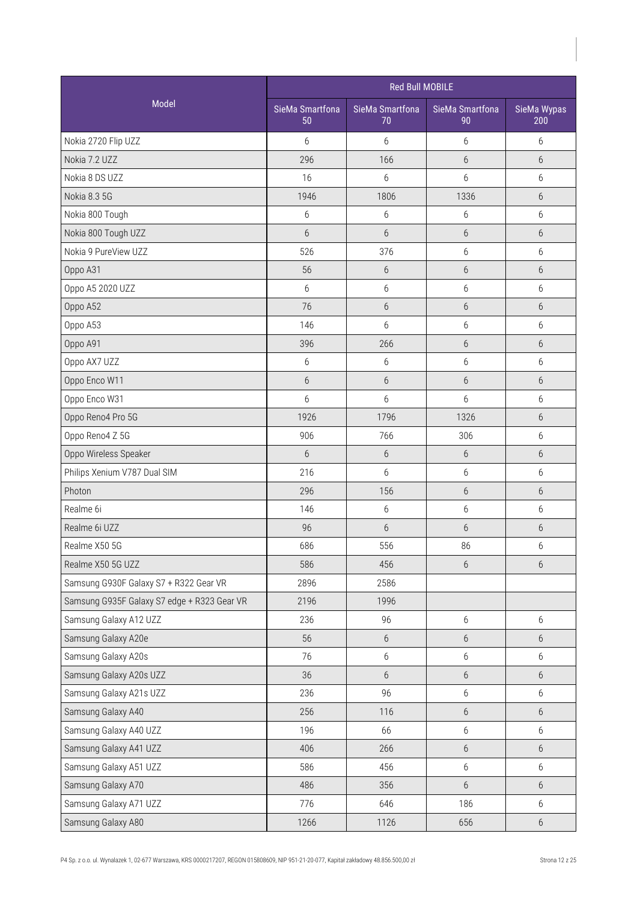| Model | Red Bull MOBILE | | | |
|---|---|---|---|---|
| | SieMa Smartfona 50 | SieMa Smartfona 70 | SieMa Smartfona 90 | SieMa Wypas 200 |
| Nokia 2720 Flip UZZ | 6 | 6 | 6 | 6 |
| Nokia 7.2 UZZ | 296 | 166 | 6 | 6 |
| Nokia 8 DS UZZ | 16 | 6 | 6 | 6 |
| Nokia 8.3 5G | 1946 | 1806 | 1336 | 6 |
| Nokia 800 Tough | 6 | 6 | 6 | 6 |
| Nokia 800 Tough UZZ | 6 | 6 | 6 | 6 |
| Nokia 9 PureView UZZ | 526 | 376 | 6 | 6 |
| Oppo A31 | 56 | 6 | 6 | 6 |
| Oppo A5 2020 UZZ | 6 | 6 | 6 | 6 |
| Oppo A52 | 76 | 6 | 6 | 6 |
| Oppo A53 | 146 | 6 | 6 | 6 |
| Oppo A91 | 396 | 266 | 6 | 6 |
| Oppo AX7 UZZ | 6 | 6 | 6 | 6 |
| Oppo Enco W11 | 6 | 6 | 6 | 6 |
| Oppo Enco W31 | 6 | 6 | 6 | 6 |
| Oppo Reno4 Pro 5G | 1926 | 1796 | 1326 | 6 |
| Oppo Reno4 Z 5G | 906 | 766 | 306 | 6 |
| Oppo Wireless Speaker | 6 | 6 | 6 | 6 |
| Philips Xenium V787 Dual SIM | 216 | 6 | 6 | 6 |
| Photon | 296 | 156 | 6 | 6 |
| Realme 6i | 146 | 6 | 6 | 6 |
| Realme 6i UZZ | 96 | 6 | 6 | 6 |
| Realme X50 5G | 686 | 556 | 86 | 6 |
| Realme X50 5G UZZ | 586 | 456 | 6 | 6 |
| Samsung G930F Galaxy S7 + R322 Gear VR | 2896 | 2586 | | |
| Samsung G935F Galaxy S7 edge + R323 Gear VR | 2196 | 1996 | | |
| Samsung Galaxy A12 UZZ | 236 | 96 | 6 | 6 |
| Samsung Galaxy A20e | 56 | 6 | 6 | 6 |
| Samsung Galaxy A20s | 76 | 6 | 6 | 6 |
| Samsung Galaxy A20s UZZ | 36 | 6 | 6 | 6 |
| Samsung Galaxy A21s UZZ | 236 | 96 | 6 | 6 |
| Samsung Galaxy A40 | 256 | 116 | 6 | 6 |
| Samsung Galaxy A40 UZZ | 196 | 66 | 6 | 6 |
| Samsung Galaxy A41 UZZ | 406 | 266 | 6 | 6 |
| Samsung Galaxy A51 UZZ | 586 | 456 | 6 | 6 |
| Samsung Galaxy A70 | 486 | 356 | 6 | 6 |
| Samsung Galaxy A71 UZZ | 776 | 646 | 186 | 6 |
| Samsung Galaxy A80 | 1266 | 1126 | 656 | 6 |

P4 Sp. z o.o. ul. Wynalazek 1, 02-677 Warszawa, KRS 0000217207, REGON 015808609, NIP 951-21-20-077, Kapitał zakładowy 48.856.500,00 zł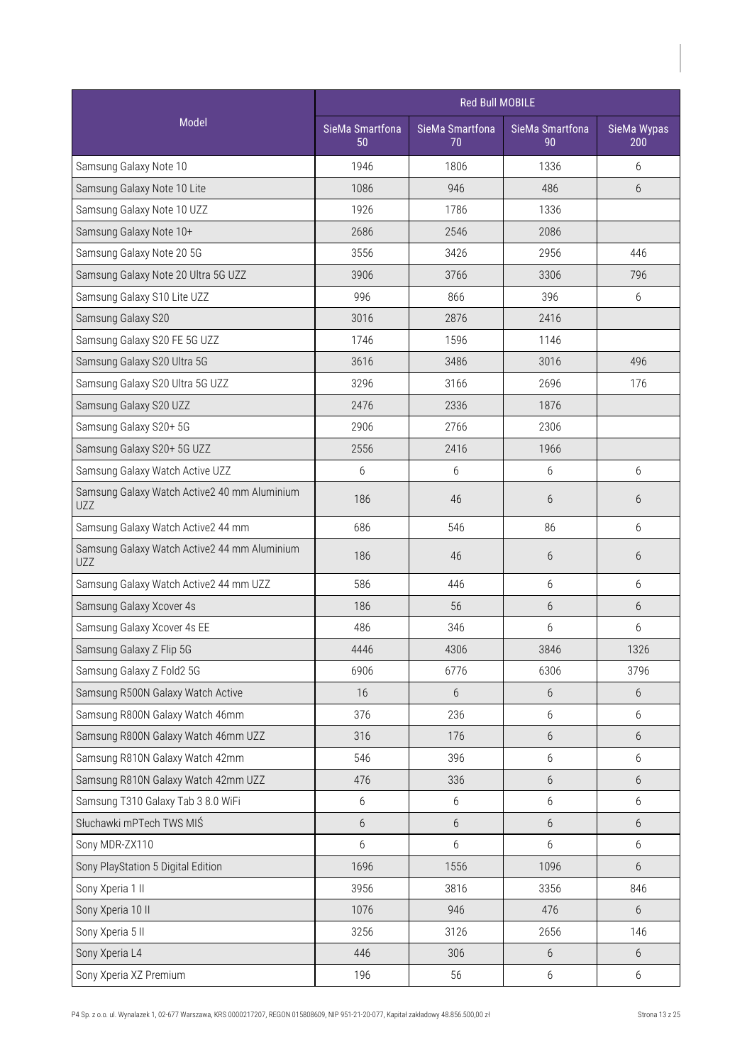| Model | Red Bull MOBILE | | | |
|---|---|---|---|---|
| | SieMa Smartfona 50 | SieMa Smartfona 70 | SieMa Smartfona 90 | SieMa Wypas 200 |
| Samsung Galaxy Note 10 | 1946 | 1806 | 1336 | 6 |
| Samsung Galaxy Note 10 Lite | 1086 | 946 | 486 | 6 |
| Samsung Galaxy Note 10 UZZ | 1926 | 1786 | 1336 | |
| Samsung Galaxy Note 10+ | 2686 | 2546 | 2086 | |
| Samsung Galaxy Note 20 5G | 3556 | 3426 | 2956 | 446 |
| Samsung Galaxy Note 20 Ultra 5G UZZ | 3906 | 3766 | 3306 | 796 |
| Samsung Galaxy S10 Lite UZZ | 996 | 866 | 396 | 6 |
| Samsung Galaxy S20 | 3016 | 2876 | 2416 | |
| Samsung Galaxy S20 FE 5G UZZ | 1746 | 1596 | 1146 | |
| Samsung Galaxy S20 Ultra 5G | 3616 | 3486 | 3016 | 496 |
| Samsung Galaxy S20 Ultra 5G UZZ | 3296 | 3166 | 2696 | 176 |
| Samsung Galaxy S20 UZZ | 2476 | 2336 | 1876 | |
| Samsung Galaxy S20+ 5G | 2906 | 2766 | 2306 | |
| Samsung Galaxy S20+ 5G UZZ | 2556 | 2416 | 1966 | |
| Samsung Galaxy Watch Active UZZ | 6 | 6 | 6 | 6 |
| Samsung Galaxy Watch Active2 40 mm Aluminium UZZ | 186 | 46 | 6 | 6 |
| Samsung Galaxy Watch Active2 44 mm | 686 | 546 | 86 | 6 |
| Samsung Galaxy Watch Active2 44 mm Aluminium UZZ | 186 | 46 | 6 | 6 |
| Samsung Galaxy Watch Active2 44 mm UZZ | 586 | 446 | 6 | 6 |
| Samsung Galaxy Xcover 4s | 186 | 56 | 6 | 6 |
| Samsung Galaxy Xcover 4s EE | 486 | 346 | 6 | 6 |
| Samsung Galaxy Z Flip 5G | 4446 | 4306 | 3846 | 1326 |
| Samsung Galaxy Z Fold2 5G | 6906 | 6776 | 6306 | 3796 |
| Samsung R500N Galaxy Watch Active | 16 | 6 | 6 | 6 |
| Samsung R800N Galaxy Watch 46mm | 376 | 236 | 6 | 6 |
| Samsung R800N Galaxy Watch 46mm UZZ | 316 | 176 | 6 | 6 |
| Samsung R810N Galaxy Watch 42mm | 546 | 396 | 6 | 6 |
| Samsung R810N Galaxy Watch 42mm UZZ | 476 | 336 | 6 | 6 |
| Samsung T310 Galaxy Tab 3 8.0 WiFi | 6 | 6 | 6 | 6 |
| Słuchawki mPTech TWS MIŚ | 6 | 6 | 6 | 6 |
| Sony MDR-ZX110 | 6 | 6 | 6 | 6 |
| Sony PlayStation 5 Digital Edition | 1696 | 1556 | 1096 | 6 |
| Sony Xperia 1 II | 3956 | 3816 | 3356 | 846 |
| Sony Xperia 10 II | 1076 | 946 | 476 | 6 |
| Sony Xperia 5 II | 3256 | 3126 | 2656 | 146 |
| Sony Xperia L4 | 446 | 306 | 6 | 6 |
| Sony Xperia XZ Premium | 196 | 56 | 6 | 6 |

P4 Sp. z o.o. ul. Wynalazek 1, 02-677 Warszawa, KRS 0000217207, REGON 015808609, NIP 951-21-20-077, Kapitał zakładowy 48.856.500,00 zł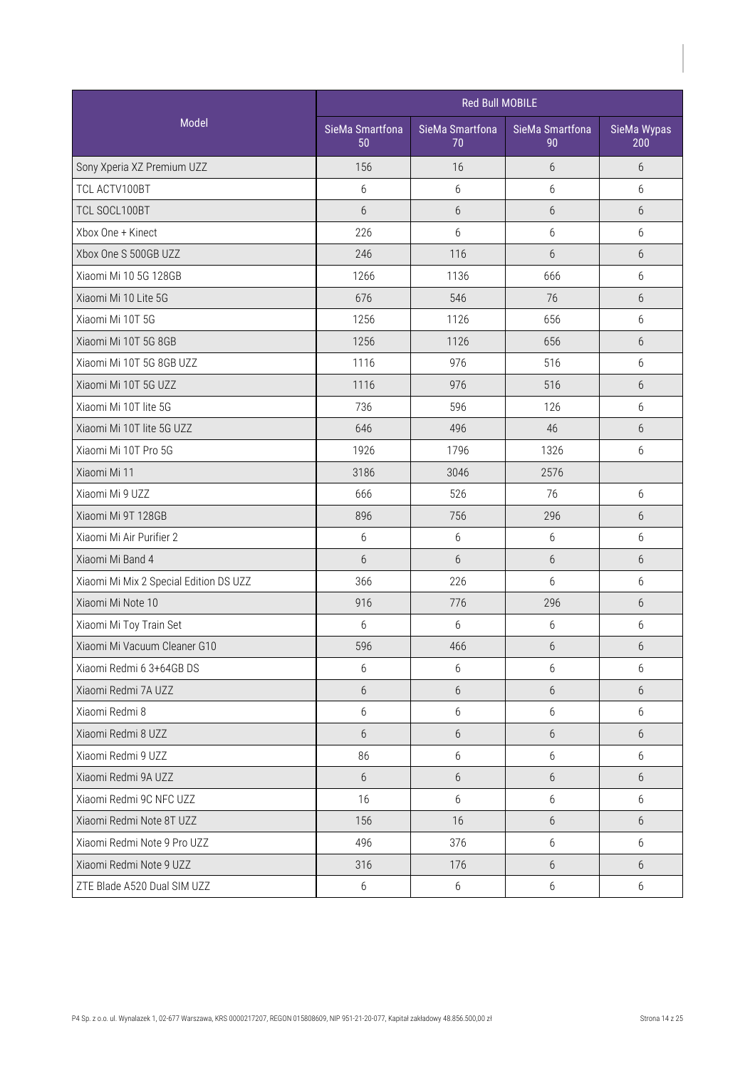| Model | Red Bull MOBILE | | | |
|---|---|---|---|---|
| | SieMa Smartfona 50 | SieMa Smartfona 70 | SieMa Smartfona 90 | SieMa Wypas 200 |
| Sony Xperia XZ Premium UZZ | 156 | 16 | 6 | 6 |
| TCL ACTV100BT | 6 | 6 | 6 | 6 |
| TCL SOCL100BT | 6 | 6 | 6 | 6 |
| Xbox One + Kinect | 226 | 6 | 6 | 6 |
| Xbox One S 500GB UZZ | 246 | 116 | 6 | 6 |
| Xiaomi Mi 10 5G 128GB | 1266 | 1136 | 666 | 6 |
| Xiaomi Mi 10 Lite 5G | 676 | 546 | 76 | 6 |
| Xiaomi Mi 10T 5G | 1256 | 1126 | 656 | 6 |
| Xiaomi Mi 10T 5G 8GB | 1256 | 1126 | 656 | 6 |
| Xiaomi Mi 10T 5G 8GB UZZ | 1116 | 976 | 516 | 6 |
| Xiaomi Mi 10T 5G UZZ | 1116 | 976 | 516 | 6 |
| Xiaomi Mi 10T lite 5G | 736 | 596 | 126 | 6 |
| Xiaomi Mi 10T lite 5G UZZ | 646 | 496 | 46 | 6 |
| Xiaomi Mi 10T Pro 5G | 1926 | 1796 | 1326 | 6 |
| Xiaomi Mi 11 | 3186 | 3046 | 2576 | |
| Xiaomi Mi 9 UZZ | 666 | 526 | 76 | 6 |
| Xiaomi Mi 9T 128GB | 896 | 756 | 296 | 6 |
| Xiaomi Mi Air Purifier 2 | 6 | 6 | 6 | 6 |
| Xiaomi Mi Band 4 | 6 | 6 | 6 | 6 |
| Xiaomi Mi Mix 2 Special Edition DS UZZ | 366 | 226 | 6 | 6 |
| Xiaomi Mi Note 10 | 916 | 776 | 296 | 6 |
| Xiaomi Mi Toy Train Set | 6 | 6 | 6 | 6 |
| Xiaomi Mi Vacuum Cleaner G10 | 596 | 466 | 6 | 6 |
| Xiaomi Redmi 6 3+64GB DS | 6 | 6 | 6 | 6 |
| Xiaomi Redmi 7A UZZ | 6 | 6 | 6 | 6 |
| Xiaomi Redmi 8 | 6 | 6 | 6 | 6 |
| Xiaomi Redmi 8 UZZ | 6 | 6 | 6 | 6 |
| Xiaomi Redmi 9 UZZ | 86 | 6 | 6 | 6 |
| Xiaomi Redmi 9A UZZ | 6 | 6 | 6 | 6 |
| Xiaomi Redmi 9C NFC UZZ | 16 | 6 | 6 | 6 |
| Xiaomi Redmi Note 8T UZZ | 156 | 16 | 6 | 6 |
| Xiaomi Redmi Note 9 Pro UZZ | 496 | 376 | 6 | 6 |
| Xiaomi Redmi Note 9 UZZ | 316 | 176 | 6 | 6 |
| ZTE Blade A520 Dual SIM UZZ | 6 | 6 | 6 | 6 |

P4 Sp. z o.o. ul. Wynalazek 1, 02-677 Warszawa, KRS 0000217207, REGON 015808609, NIP 951-21-20-077, Kapitał zakładowy 48.856.500,00 zł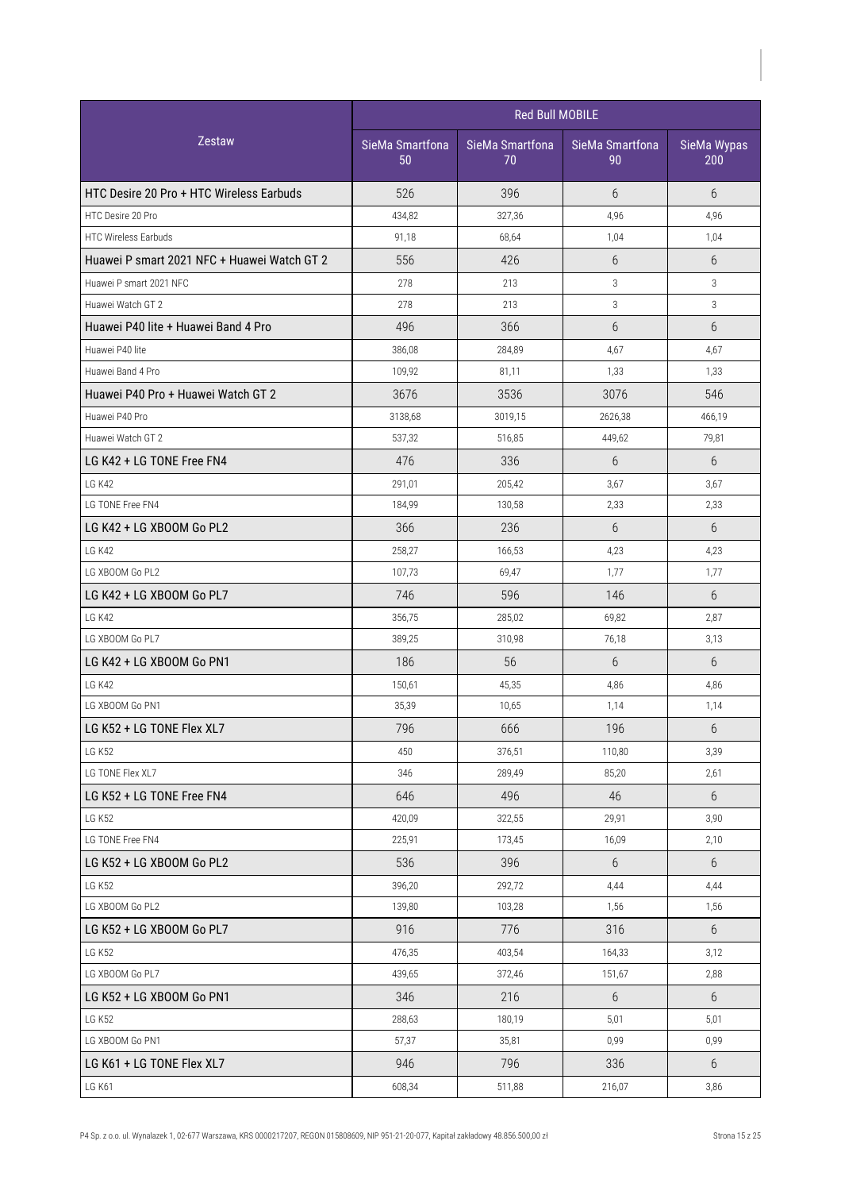| Zestaw | Red Bull MOBILE | | | |
|---|---|---|---|---|
| | SieMa Smartfona 50 | SieMa Smartfona 70 | SieMa Smartfona 90 | SieMa Wypas 200 |
| HTC Desire 20 Pro + HTC Wireless Earbuds | 526 | 396 | 6 | 6 |
| HTC Desire 20 Pro | 434,82 | 327,36 | 4,96 | 4,96 |
| HTC Wireless Earbuds | 91,18 | 68,64 | 1,04 | 1,04 |
| Huawei P smart 2021 NFC + Huawei Watch GT 2 | 556 | 426 | 6 | 6 |
| Huawei P smart 2021 NFC | 278 | 213 | 3 | 3 |
| Huawei Watch GT 2 | 278 | 213 | 3 | 3 |
| Huawei P40 lite + Huawei Band 4 Pro | 496 | 366 | 6 | 6 |
| Huawei P40 lite | 386,08 | 284,89 | 4,67 | 4,67 |
| Huawei Band 4 Pro | 109,92 | 81,11 | 1,33 | 1,33 |
| Huawei P40 Pro + Huawei Watch GT 2 | 3676 | 3536 | 3076 | 546 |
| Huawei P40 Pro | 3138,68 | 3019,15 | 2626,38 | 466,19 |
| Huawei Watch GT 2 | 537,32 | 516,85 | 449,62 | 79,81 |
| LG K42 + LG TONE Free FN4 | 476 | 336 | 6 | 6 |
| LG K42 | 291,01 | 205,42 | 3,67 | 3,67 |
| LG TONE Free FN4 | 184,99 | 130,58 | 2,33 | 2,33 |
| LG K42 + LG XBOOM Go PL2 | 366 | 236 | 6 | 6 |
| LG K42 | 258,27 | 166,53 | 4,23 | 4,23 |
| LG XBOOM Go PL2 | 107,73 | 69,47 | 1,77 | 1,77 |
| LG K42 + LG XBOOM Go PL7 | 746 | 596 | 146 | 6 |
| LG K42 | 356,75 | 285,02 | 69,82 | 2,87 |
| LG XBOOM Go PL7 | 389,25 | 310,98 | 76,18 | 3,13 |
| LG K42 + LG XBOOM Go PN1 | 186 | 56 | 6 | 6 |
| LG K42 | 150,61 | 45,35 | 4,86 | 4,86 |
| LG XBOOM Go PN1 | 35,39 | 10,65 | 1,14 | 1,14 |
| LG K52 + LG TONE Flex XL7 | 796 | 666 | 196 | 6 |
| LG K52 | 450 | 376,51 | 110,80 | 3,39 |
| LG TONE Flex XL7 | 346 | 289,49 | 85,20 | 2,61 |
| LG K52 + LG TONE Free FN4 | 646 | 496 | 46 | 6 |
| LG K52 | 420,09 | 322,55 | 29,91 | 3,90 |
| LG TONE Free FN4 | 225,91 | 173,45 | 16,09 | 2,10 |
| LG K52 + LG XBOOM Go PL2 | 536 | 396 | 6 | 6 |
| LG K52 | 396,20 | 292,72 | 4,44 | 4,44 |
| LG XBOOM Go PL2 | 139,80 | 103,28 | 1,56 | 1,56 |
| LG K52 + LG XBOOM Go PL7 | 916 | 776 | 316 | 6 |
| LG K52 | 476,35 | 403,54 | 164,33 | 3,12 |
| LG XBOOM Go PL7 | 439,65 | 372,46 | 151,67 | 2,88 |
| LG K52 + LG XBOOM Go PN1 | 346 | 216 | 6 | 6 |
| LG K52 | 288,63 | 180,19 | 5,01 | 5,01 |
| LG XBOOM Go PN1 | 57,37 | 35,81 | 0,99 | 0,99 |
| LG K61 + LG TONE Flex XL7 | 946 | 796 | 336 | 6 |
| LG K61 | 608,34 | 511,88 | 216,07 | 3,86 |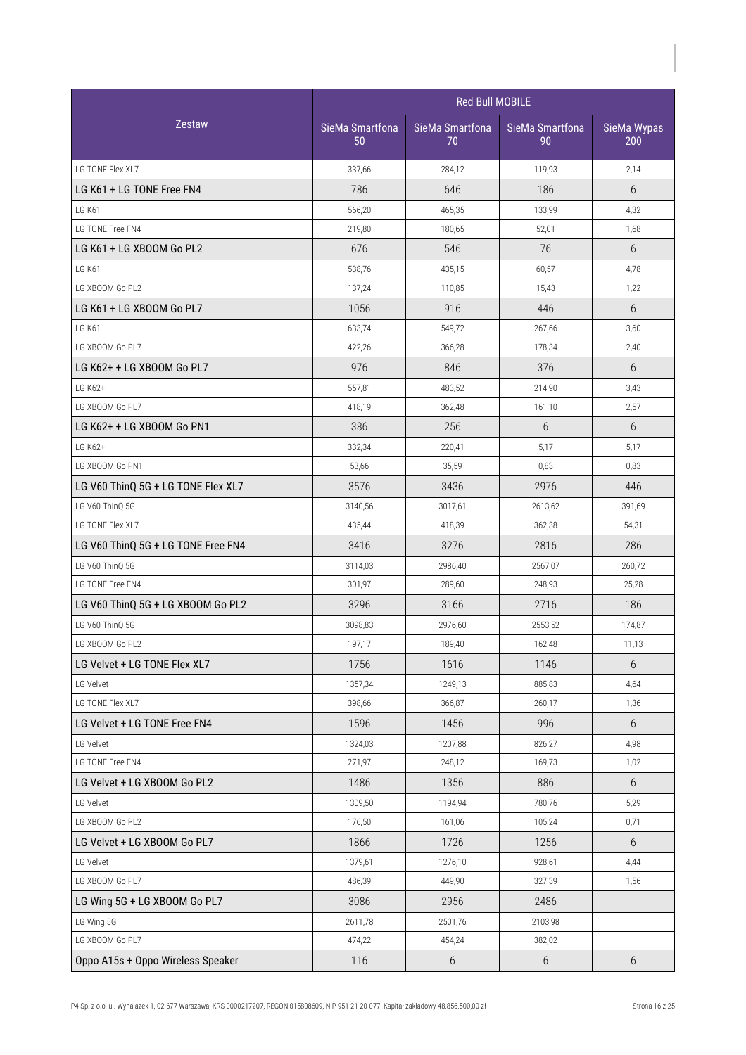| Zestaw | Red Bull MOBILE | | | |
|---|---|---|---|---|
| | SieMa Smartfona 50 | SieMa Smartfona 70 | SieMa Smartfona 90 | SieMa Wypas 200 |
| LG TONE Flex XL7 | 337,66 | 284,12 | 119,93 | 2,14 |
| LG K61 + LG TONE Free FN4 | 786 | 646 | 186 | 6 |
| LG K61 | 566,20 | 465,35 | 133,99 | 4,32 |
| LG TONE Free FN4 | 219,80 | 180,65 | 52,01 | 1,68 |
| LG K61 + LG XBOOM Go PL2 | 676 | 546 | 76 | 6 |
| LG K61 | 538,76 | 435,15 | 60,57 | 4,78 |
| LG XBOOM Go PL2 | 137,24 | 110,85 | 15,43 | 1,22 |
| LG K61 + LG XBOOM Go PL7 | 1056 | 916 | 446 | 6 |
| LG K61 | 633,74 | 549,72 | 267,66 | 3,60 |
| LG XBOOM Go PL7 | 422,26 | 366,28 | 178,34 | 2,40 |
| LG K62+ + LG XBOOM Go PL7 | 976 | 846 | 376 | 6 |
| LG K62+ | 557,81 | 483,52 | 214,90 | 3,43 |
| LG XBOOM Go PL7 | 418,19 | 362,48 | 161,10 | 2,57 |
| LG K62+ + LG XBOOM Go PN1 | 386 | 256 | 6 | 6 |
| LG K62+ | 332,34 | 220,41 | 5,17 | 5,17 |
| LG XBOOM Go PN1 | 53,66 | 35,59 | 0,83 | 0,83 |
| LG V60 ThinQ 5G + LG TONE Flex XL7 | 3576 | 3436 | 2976 | 446 |
| LG V60 ThinQ 5G | 3140,56 | 3017,61 | 2613,62 | 391,69 |
| LG TONE Flex XL7 | 435,44 | 418,39 | 362,38 | 54,31 |
| LG V60 ThinQ 5G + LG TONE Free FN4 | 3416 | 3276 | 2816 | 286 |
| LG V60 ThinQ 5G | 3114,03 | 2986,40 | 2567,07 | 260,72 |
| LG TONE Free FN4 | 301,97 | 289,60 | 248,93 | 25,28 |
| LG V60 ThinQ 5G + LG XBOOM Go PL2 | 3296 | 3166 | 2716 | 186 |
| LG V60 ThinQ 5G | 3098,83 | 2976,60 | 2553,52 | 174,87 |
| LG XBOOM Go PL2 | 197,17 | 189,40 | 162,48 | 11,13 |
| LG Velvet + LG TONE Flex XL7 | 1756 | 1616 | 1146 | 6 |
| LG Velvet | 1357,34 | 1249,13 | 885,83 | 4,64 |
| LG TONE Flex XL7 | 398,66 | 366,87 | 260,17 | 1,36 |
| LG Velvet + LG TONE Free FN4 | 1596 | 1456 | 996 | 6 |
| LG Velvet | 1324,03 | 1207,88 | 826,27 | 4,98 |
| LG TONE Free FN4 | 271,97 | 248,12 | 169,73 | 1,02 |
| LG Velvet + LG XBOOM Go PL2 | 1486 | 1356 | 886 | 6 |
| LG Velvet | 1309,50 | 1194,94 | 780,76 | 5,29 |
| LG XBOOM Go PL2 | 176,50 | 161,06 | 105,24 | 0,71 |
| LG Velvet + LG XBOOM Go PL7 | 1866 | 1726 | 1256 | 6 |
| LG Velvet | 1379,61 | 1276,10 | 928,61 | 4,44 |
| LG XBOOM Go PL7 | 486,39 | 449,90 | 327,39 | 1,56 |
| LG Wing 5G + LG XBOOM Go PL7 | 3086 | 2956 | 2486 | |
| LG Wing 5G | 2611,78 | 2501,76 | 2103,98 | |
| LG XBOOM Go PL7 | 474,22 | 454,24 | 382,02 | |
| Oppo A15s + Oppo Wireless Speaker | 116 | 6 | 6 | 6 |

P4 Sp. z o.o. ul. Wynalazek 1, 02-677 Warszawa, KRS 0000217207, REGON 015808609, NIP 951-21-20-077, Kapitał zakładowy 48.856.500,00 zł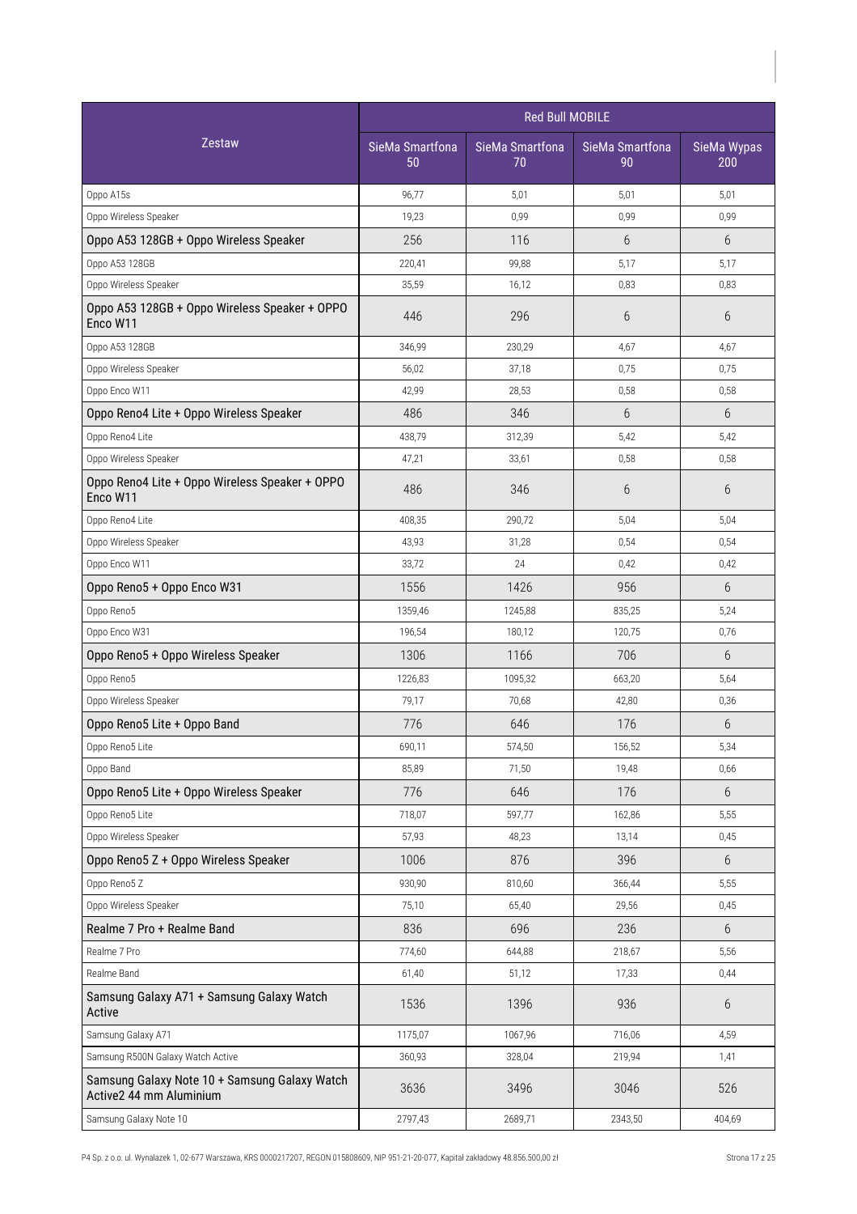| Zestaw | Red Bull MOBILE | | | |
|---|---|---|---|---|
| | SieMa Smartfona 50 | SieMa Smartfona 70 | SieMa Smartfona 90 | SieMa Wypas 200 |
| Oppo A15s | 96,77 | 5,01 | 5,01 | 5,01 |
| Oppo Wireless Speaker | 19,23 | 0,99 | 0,99 | 0,99 |
| Oppo A53 128GB + Oppo Wireless Speaker | 256 | 116 | 6 | 6 |
| Oppo A53 128GB | 220,41 | 99,88 | 5,17 | 5,17 |
| Oppo Wireless Speaker | 35,59 | 16,12 | 0,83 | 0,83 |
| Oppo A53 128GB + Oppo Wireless Speaker + OPPO Enco W11 | 446 | 296 | 6 | 6 |
| Oppo A53 128GB | 346,99 | 230,29 | 4,67 | 4,67 |
| Oppo Wireless Speaker | 56,02 | 37,18 | 0,75 | 0,75 |
| Oppo Enco W11 | 42,99 | 28,53 | 0,58 | 0,58 |
| Oppo Reno4 Lite + Oppo Wireless Speaker | 486 | 346 | 6 | 6 |
| Oppo Reno4 Lite | 438,79 | 312,39 | 5,42 | 5,42 |
| Oppo Wireless Speaker | 47,21 | 33,61 | 0,58 | 0,58 |
| Oppo Reno4 Lite + Oppo Wireless Speaker + OPPO Enco W11 | 486 | 346 | 6 | 6 |
| Oppo Reno4 Lite | 408,35 | 290,72 | 5,04 | 5,04 |
| Oppo Wireless Speaker | 43,93 | 31,28 | 0,54 | 0,54 |
| Oppo Enco W11 | 33,72 | 24 | 0,42 | 0,42 |
| Oppo Reno5 + Oppo Enco W31 | 1556 | 1426 | 956 | 6 |
| Oppo Reno5 | 1359,46 | 1245,88 | 835,25 | 5,24 |
| Oppo Enco W31 | 196,54 | 180,12 | 120,75 | 0,76 |
| Oppo Reno5 + Oppo Wireless Speaker | 1306 | 1166 | 706 | 6 |
| Oppo Reno5 | 1226,83 | 1095,32 | 663,20 | 5,64 |
| Oppo Wireless Speaker | 79,17 | 70,68 | 42,80 | 0,36 |
| Oppo Reno5 Lite + Oppo Band | 776 | 646 | 176 | 6 |
| Oppo Reno5 Lite | 690,11 | 574,50 | 156,52 | 5,34 |
| Oppo Band | 85,89 | 71,50 | 19,48 | 0,66 |
| Oppo Reno5 Lite + Oppo Wireless Speaker | 776 | 646 | 176 | 6 |
| Oppo Reno5 Lite | 718,07 | 597,77 | 162,86 | 5,55 |
| Oppo Wireless Speaker | 57,93 | 48,23 | 13,14 | 0,45 |
| Oppo Reno5 Z + Oppo Wireless Speaker | 1006 | 876 | 396 | 6 |
| Oppo Reno5 Z | 930,90 | 810,60 | 366,44 | 5,55 |
| Oppo Wireless Speaker | 75,10 | 65,40 | 29,56 | 0,45 |
| Realme 7 Pro + Realme Band | 836 | 696 | 236 | 6 |
| Realme 7 Pro | 774,60 | 644,88 | 218,67 | 5,56 |
| Realme Band | 61,40 | 51,12 | 17,33 | 0,44 |
| Samsung Galaxy A71 + Samsung Galaxy Watch Active | 1536 | 1396 | 936 | 6 |
| Samsung Galaxy A71 | 1175,07 | 1067,96 | 716,06 | 4,59 |
| Samsung R500N Galaxy Watch Active | 360,93 | 328,04 | 219,94 | 1,41 |
| Samsung Galaxy Note 10 + Samsung Galaxy Watch Active2 44 mm Aluminium | 3636 | 3496 | 3046 | 526 |
| Samsung Galaxy Note 10 | 2797,43 | 2689,71 | 2343,50 | 404,69 |

P4 Sp. z o.o. ul. Wynalazek 1, 02-677 Warszawa, KRS 0000217207, REGON 015808609, NIP 951-21-20-077, Kapitał zakładowy 48.856.500,00 zł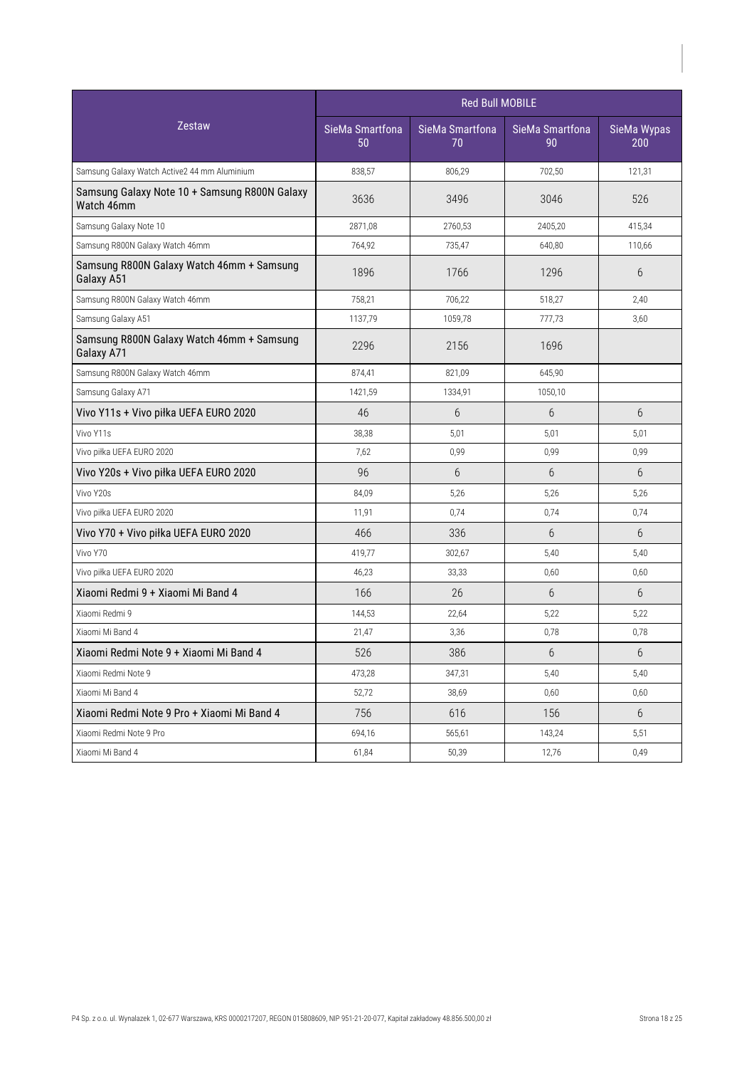| Zestaw | Red Bull MOBILE | | | |
|---|---|---|---|---|
| | SieMa Smartfona 50 | SieMa Smartfona 70 | SieMa Smartfona 90 | SieMa Wypas 200 |
| Samsung Galaxy Watch Active2 44 mm Aluminium | 838,57 | 806,29 | 702,50 | 121,31 |
| Samsung Galaxy Note 10 + Samsung R800N Galaxy Watch 46mm | 3636 | 3496 | 3046 | 526 |
| Samsung Galaxy Note 10 | 2871,08 | 2760,53 | 2405,20 | 415,34 |
| Samsung R800N Galaxy Watch 46mm | 764,92 | 735,47 | 640,80 | 110,66 |
| Samsung R800N Galaxy Watch 46mm + Samsung Galaxy A51 | 1896 | 1766 | 1296 | 6 |
| Samsung R800N Galaxy Watch 46mm | 758,21 | 706,22 | 518,27 | 2,40 |
| Samsung Galaxy A51 | 1137,79 | 1059,78 | 777,73 | 3,60 |
| Samsung R800N Galaxy Watch 46mm + Samsung Galaxy A71 | 2296 | 2156 | 1696 | |
| Samsung R800N Galaxy Watch 46mm | 874,41 | 821,09 | 645,90 | |
| Samsung Galaxy A71 | 1421,59 | 1334,91 | 1050,10 | |
| Vivo Y11s + Vivo piłka UEFA EURO 2020 | 46 | 6 | 6 | 6 |
| Vivo Y11s | 38,38 | 5,01 | 5,01 | 5,01 |
| Vivo piłka UEFA EURO 2020 | 7,62 | 0,99 | 0,99 | 0,99 |
| Vivo Y20s + Vivo piłka UEFA EURO 2020 | 96 | 6 | 6 | 6 |
| Vivo Y20s | 84,09 | 5,26 | 5,26 | 5,26 |
| Vivo piłka UEFA EURO 2020 | 11,91 | 0,74 | 0,74 | 0,74 |
| Vivo Y70 + Vivo piłka UEFA EURO 2020 | 466 | 336 | 6 | 6 |
| Vivo Y70 | 419,77 | 302,67 | 5,40 | 5,40 |
| Vivo piłka UEFA EURO 2020 | 46,23 | 33,33 | 0,60 | 0,60 |
| Xiaomi Redmi 9 + Xiaomi Mi Band 4 | 166 | 26 | 6 | 6 |
| Xiaomi Redmi 9 | 144,53 | 22,64 | 5,22 | 5,22 |
| Xiaomi Mi Band 4 | 21,47 | 3,36 | 0,78 | 0,78 |
| Xiaomi Redmi Note 9 + Xiaomi Mi Band 4 | 526 | 386 | 6 | 6 |
| Xiaomi Redmi Note 9 | 473,28 | 347,31 | 5,40 | 5,40 |
| Xiaomi Mi Band 4 | 52,72 | 38,69 | 0,60 | 0,60 |
| Xiaomi Redmi Note 9 Pro + Xiaomi Mi Band 4 | 756 | 616 | 156 | 6 |
| Xiaomi Redmi Note 9 Pro | 694,16 | 565,61 | 143,24 | 5,51 |
| Xiaomi Mi Band 4 | 61,84 | 50,39 | 12,76 | 0,49 |

P4 Sp. z o.o. ul. Wynalazek 1, 02-677 Warszawa, KRS 0000217207, REGON 015808609, NIP 951-21-20-077, Kapitał zakładowy 48.856.500,00 zł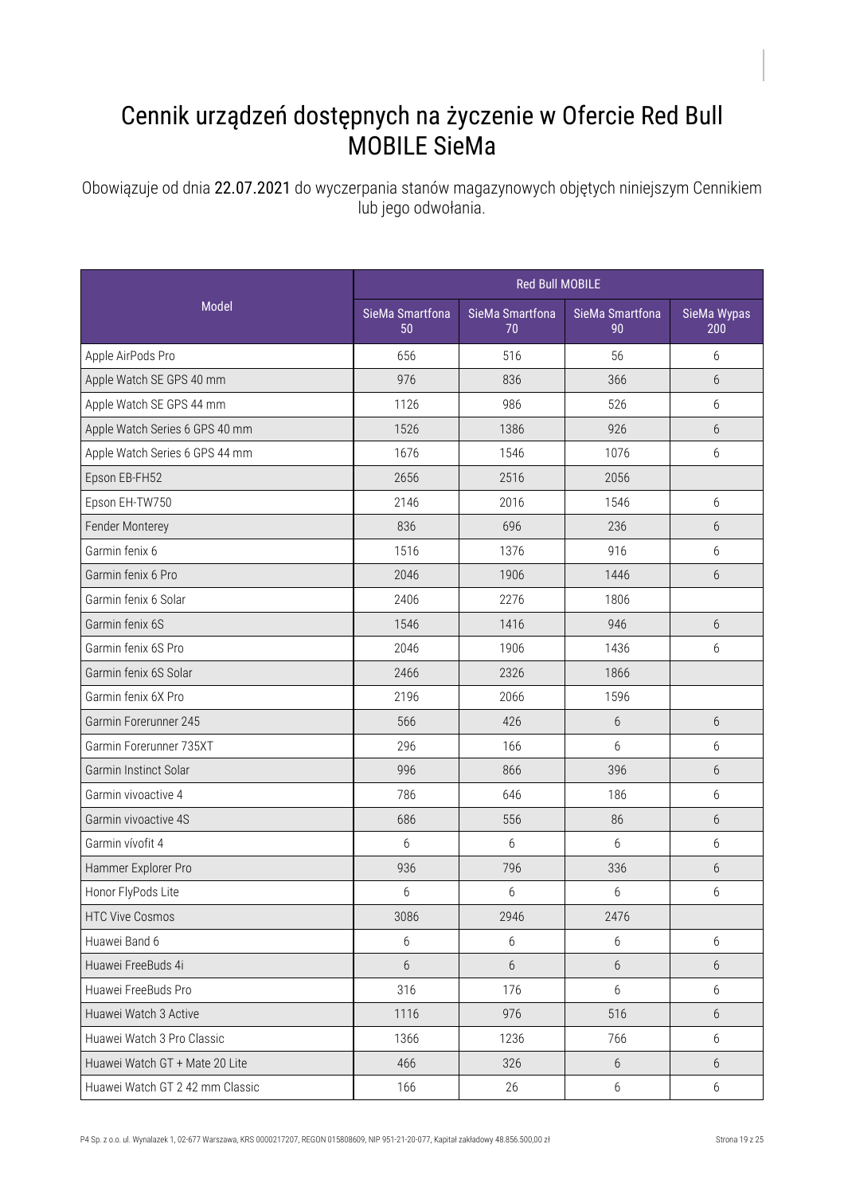# Cennik urządzeń dostępnych na życzenie w Ofercie Red Bull MOBILE SieMa

Obowiązuje od dnia 22.07.2021 do wyczerpania stanów magazynowych objętych niniejszym Cennikiem lub jego odwołania.

| Model | Red Bull MOBILE | | | |
|---|---|---|---|---|
| | SieMa Smartfona 50 | SieMa Smartfona 70 | SieMa Smartfona 90 | SieMa Wypas 200 |
| Apple AirPods Pro | 656 | 516 | 56 | 6 |
| Apple Watch SE GPS 40 mm | 976 | 836 | 366 | 6 |
| Apple Watch SE GPS 44 mm | 1126 | 986 | 526 | 6 |
| Apple Watch Series 6 GPS 40 mm | 1526 | 1386 | 926 | 6 |
| Apple Watch Series 6 GPS 44 mm | 1676 | 1546 | 1076 | 6 |
| Epson EB-FH52 | 2656 | 2516 | 2056 | |
| Epson EH-TW750 | 2146 | 2016 | 1546 | 6 |
| Fender Monterey | 836 | 696 | 236 | 6 |
| Garmin fenix 6 | 1516 | 1376 | 916 | 6 |
| Garmin fenix 6 Pro | 2046 | 1906 | 1446 | 6 |
| Garmin fenix 6 Solar | 2406 | 2276 | 1806 | |
| Garmin fenix 6S | 1546 | 1416 | 946 | 6 |
| Garmin fenix 6S Pro | 2046 | 1906 | 1436 | 6 |
| Garmin fenix 6S Solar | 2466 | 2326 | 1866 | |
| Garmin fenix 6X Pro | 2196 | 2066 | 1596 | |
| Garmin Forerunner 245 | 566 | 426 | 6 | 6 |
| Garmin Forerunner 735XT | 296 | 166 | 6 | 6 |
| Garmin Instinct Solar | 996 | 866 | 396 | 6 |
| Garmin vivoactive 4 | 786 | 646 | 186 | 6 |
| Garmin vivoactive 4S | 686 | 556 | 86 | 6 |
| Garmin vívofit 4 | 6 | 6 | 6 | 6 |
| Hammer Explorer Pro | 936 | 796 | 336 | 6 |
| Honor FlyPods Lite | 6 | 6 | 6 | 6 |
| HTC Vive Cosmos | 3086 | 2946 | 2476 | |
| Huawei Band 6 | 6 | 6 | 6 | 6 |
| Huawei FreeBuds 4i | 6 | 6 | 6 | 6 |
| Huawei FreeBuds Pro | 316 | 176 | 6 | 6 |
| Huawei Watch 3 Active | 1116 | 976 | 516 | 6 |
| Huawei Watch 3 Pro Classic | 1366 | 1236 | 766 | 6 |
| Huawei Watch GT + Mate 20 Lite | 466 | 326 | 6 | 6 |
| Huawei Watch GT 2 42 mm Classic | 166 | 26 | 6 | 6 |

P4 Sp. z o.o. ul. Wynalazek 1, 02-677 Warszawa, KRS 0000217207, REGON 015808609, NIP 951-21-20-077, Kapitał zakładowy 48.856.500,00 zł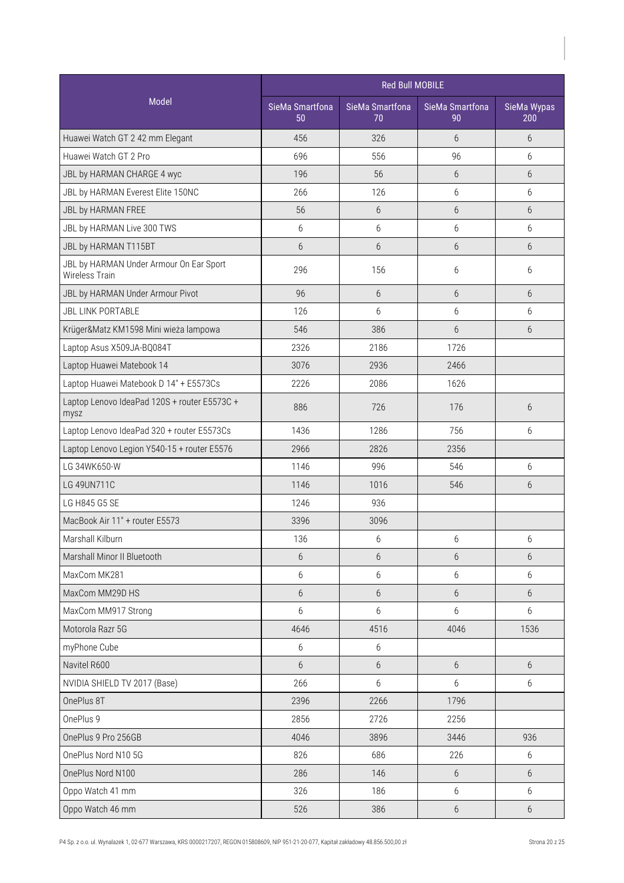| Model | Red Bull MOBILE | | | |
|---|---|---|---|---|
| | SieMa Smartfona 50 | SieMa Smartfona 70 | SieMa Smartfona 90 | SieMa Wypas 200 |
| Huawei Watch GT 2 42 mm Elegant | 456 | 326 | 6 | 6 |
| Huawei Watch GT 2 Pro | 696 | 556 | 96 | 6 |
| JBL by HARMAN CHARGE 4 wyc | 196 | 56 | 6 | 6 |
| JBL by HARMAN Everest Elite 150NC | 266 | 126 | 6 | 6 |
| JBL by HARMAN FREE | 56 | 6 | 6 | 6 |
| JBL by HARMAN Live 300 TWS | 6 | 6 | 6 | 6 |
| JBL by HARMAN T115BT | 6 | 6 | 6 | 6 |
| JBL by HARMAN Under Armour On Ear Sport Wireless Train | 296 | 156 | 6 | 6 |
| JBL by HARMAN Under Armour Pivot | 96 | 6 | 6 | 6 |
| JBL LINK PORTABLE | 126 | 6 | 6 | 6 |
| Krüger&Matz KM1598 Mini wieża lampowa | 546 | 386 | 6 | 6 |
| Laptop Asus X509JA-BQ084T | 2326 | 2186 | 1726 | |
| Laptop Huawei Matebook 14 | 3076 | 2936 | 2466 | |
| Laptop Huawei Matebook D 14" + E5573Cs | 2226 | 2086 | 1626 | |
| Laptop Lenovo IdeaPad 120S + router E5573C + mysz | 886 | 726 | 176 | 6 |
| Laptop Lenovo IdeaPad 320 + router E5573Cs | 1436 | 1286 | 756 | 6 |
| Laptop Lenovo Legion Y540-15 + router E5576 | 2966 | 2826 | 2356 | |
| LG 34WK650-W | 1146 | 996 | 546 | 6 |
| LG 49UN711C | 1146 | 1016 | 546 | 6 |
| LG H845 G5 SE | 1246 | 936 | | |
| MacBook Air 11" + router E5573 | 3396 | 3096 | | |
| Marshall Kilburn | 136 | 6 | 6 | 6 |
| Marshall Minor II Bluetooth | 6 | 6 | 6 | 6 |
| MaxCom MK281 | 6 | 6 | 6 | 6 |
| MaxCom MM29D HS | 6 | 6 | 6 | 6 |
| MaxCom MM917 Strong | 6 | 6 | 6 | 6 |
| Motorola Razr 5G | 4646 | 4516 | 4046 | 1536 |
| myPhone Cube | 6 | 6 | | |
| Navitel R600 | 6 | 6 | 6 | 6 |
| NVIDIA SHIELD TV 2017 (Base) | 266 | 6 | 6 | 6 |
| OnePlus 8T | 2396 | 2266 | 1796 | |
| OnePlus 9 | 2856 | 2726 | 2256 | |
| OnePlus 9 Pro 256GB | 4046 | 3896 | 3446 | 936 |
| OnePlus Nord N10 5G | 826 | 686 | 226 | 6 |
| OnePlus Nord N100 | 286 | 146 | 6 | 6 |
| Oppo Watch 41 mm | 326 | 186 | 6 | 6 |
| Oppo Watch 46 mm | 526 | 386 | 6 | 6 |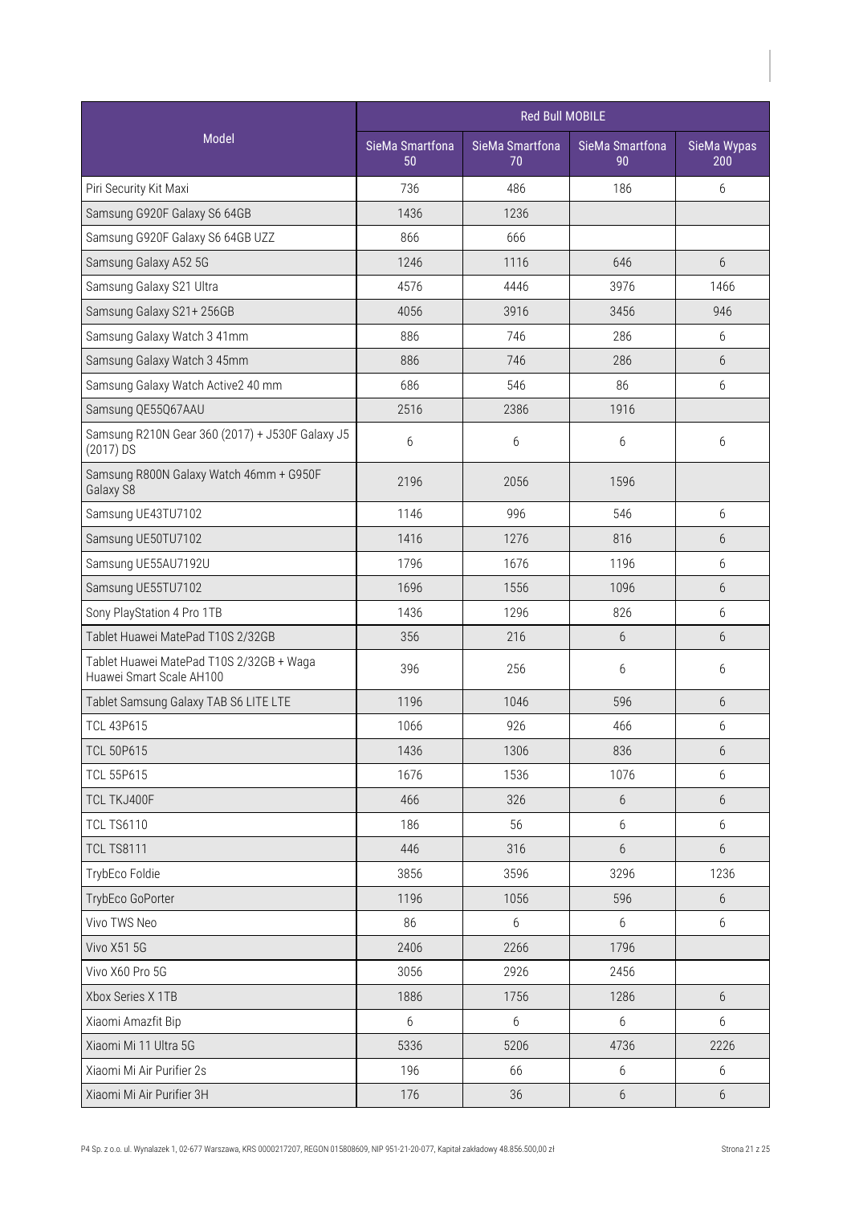| Model | Red Bull MOBILE | | | |
|---|---|---|---|---|
| | SieMa Smartfona 50 | SieMa Smartfona 70 | SieMa Smartfona 90 | SieMa Wypas 200 |
| Piri Security Kit Maxi | 736 | 486 | 186 | 6 |
| Samsung G920F Galaxy S6 64GB | 1436 | 1236 | | |
| Samsung G920F Galaxy S6 64GB UZZ | 866 | 666 | | |
| Samsung Galaxy A52 5G | 1246 | 1116 | 646 | 6 |
| Samsung Galaxy S21 Ultra | 4576 | 4446 | 3976 | 1466 |
| Samsung Galaxy S21+ 256GB | 4056 | 3916 | 3456 | 946 |
| Samsung Galaxy Watch 3 41mm | 886 | 746 | 286 | 6 |
| Samsung Galaxy Watch 3 45mm | 886 | 746 | 286 | 6 |
| Samsung Galaxy Watch Active2 40 mm | 686 | 546 | 86 | 6 |
| Samsung QE55Q67AAU | 2516 | 2386 | 1916 | |
| Samsung R210N Gear 360 (2017) + J530F Galaxy J5 (2017) DS | 6 | 6 | 6 | 6 |
| Samsung R800N Galaxy Watch 46mm + G950F Galaxy S8 | 2196 | 2056 | 1596 | |
| Samsung UE43TU7102 | 1146 | 996 | 546 | 6 |
| Samsung UE50TU7102 | 1416 | 1276 | 816 | 6 |
| Samsung UE55AU7192U | 1796 | 1676 | 1196 | 6 |
| Samsung UE55TU7102 | 1696 | 1556 | 1096 | 6 |
| Sony PlayStation 4 Pro 1TB | 1436 | 1296 | 826 | 6 |
| Tablet Huawei MatePad T10S 2/32GB | 356 | 216 | 6 | 6 |
| Tablet Huawei MatePad T10S 2/32GB + Waga Huawei Smart Scale AH100 | 396 | 256 | 6 | 6 |
| Tablet Samsung Galaxy TAB S6 LITE LTE | 1196 | 1046 | 596 | 6 |
| TCL 43P615 | 1066 | 926 | 466 | 6 |
| TCL 50P615 | 1436 | 1306 | 836 | 6 |
| TCL 55P615 | 1676 | 1536 | 1076 | 6 |
| TCL TKJ400F | 466 | 326 | 6 | 6 |
| TCL TS6110 | 186 | 56 | 6 | 6 |
| TCL TS8111 | 446 | 316 | 6 | 6 |
| TrybEco Foldie | 3856 | 3596 | 3296 | 1236 |
| TrybEco GoPorter | 1196 | 1056 | 596 | 6 |
| Vivo TWS Neo | 86 | 6 | 6 | 6 |
| Vivo X51 5G | 2406 | 2266 | 1796 | |
| Vivo X60 Pro 5G | 3056 | 2926 | 2456 | |
| Xbox Series X 1TB | 1886 | 1756 | 1286 | 6 |
| Xiaomi Amazfit Bip | 6 | 6 | 6 | 6 |
| Xiaomi Mi 11 Ultra 5G | 5336 | 5206 | 4736 | 2226 |
| Xiaomi Mi Air Purifier 2s | 196 | 66 | 6 | 6 |
| Xiaomi Mi Air Purifier 3H | 176 | 36 | 6 | 6 |

P4 Sp. z o.o. ul. Wynalazek 1, 02-677 Warszawa, KRS 0000217207, REGON 015808609, NIP 951-21-20-077, Kapitał zakładowy 48.856.500,00 zł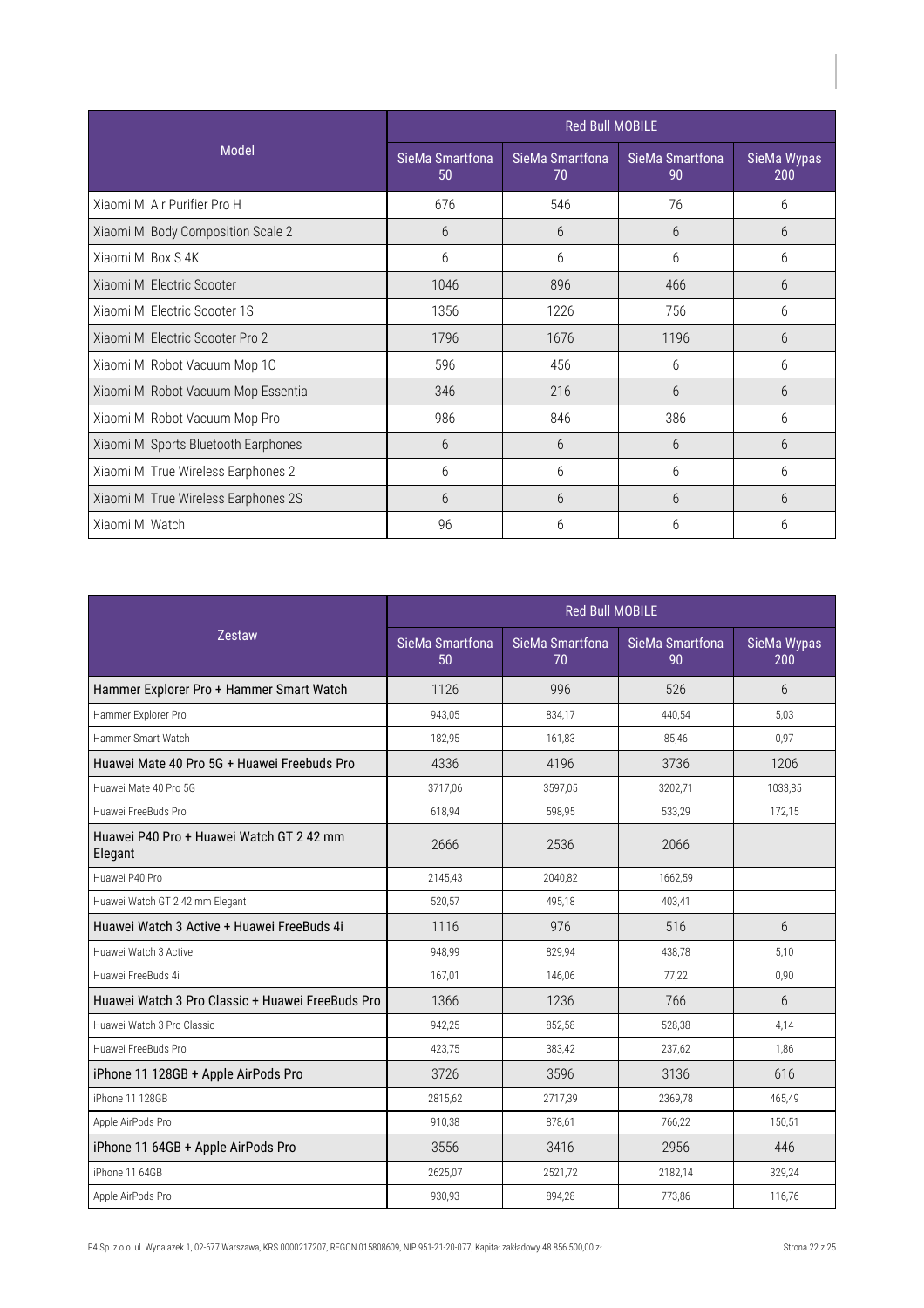| Model | Red Bull MOBILE | | | |
|---|---|---|---|---|
| | SieMa Smartfona 50 | SieMa Smartfona 70 | SieMa Smartfona 90 | SieMa Wypas 200 |
| Xiaomi Mi Air Purifier Pro H | 676 | 546 | 76 | 6 |
| Xiaomi Mi Body Composition Scale 2 | 6 | 6 | 6 | 6 |
| Xiaomi Mi Box S 4K | 6 | 6 | 6 | 6 |
| Xiaomi Mi Electric Scooter | 1046 | 896 | 466 | 6 |
| Xiaomi Mi Electric Scooter 1S | 1356 | 1226 | 756 | 6 |
| Xiaomi Mi Electric Scooter Pro 2 | 1796 | 1676 | 1196 | 6 |
| Xiaomi Mi Robot Vacuum Mop 1C | 596 | 456 | 6 | 6 |
| Xiaomi Mi Robot Vacuum Mop Essential | 346 | 216 | 6 | 6 |
| Xiaomi Mi Robot Vacuum Mop Pro | 986 | 846 | 386 | 6 |
| Xiaomi Mi Sports Bluetooth Earphones | 6 | 6 | 6 | 6 |
| Xiaomi Mi True Wireless Earphones 2 | 6 | 6 | 6 | 6 |
| Xiaomi Mi True Wireless Earphones 2S | 6 | 6 | 6 | 6 |
| Xiaomi Mi Watch | 96 | 6 | 6 | 6 |

| Zestaw | Red Bull MOBILE | | | |
|---|---|---|---|---|
| | SieMa Smartfona 50 | SieMa Smartfona 70 | SieMa Smartfona 90 | SieMa Wypas 200 |
| Hammer Explorer Pro + Hammer Smart Watch | 1126 | 996 | 526 | 6 |
| Hammer Explorer Pro | 943,05 | 834,17 | 440,54 | 5,03 |
| Hammer Smart Watch | 182,95 | 161,83 | 85,46 | 0,97 |
| Huawei Mate 40 Pro 5G + Huawei Freebuds Pro | 4336 | 4196 | 3736 | 1206 |
| Huawei Mate 40 Pro 5G | 3717,06 | 3597,05 | 3202,71 | 1033,85 |
| Huawei FreeBuds Pro | 618,94 | 598,95 | 533,29 | 172,15 |
| Huawei P40 Pro + Huawei Watch GT 2 42 mm Elegant | 2666 | 2536 | 2066 | |
| Huawei P40 Pro | 2145,43 | 2040,82 | 1662,59 | |
| Huawei Watch GT 2 42 mm Elegant | 520,57 | 495,18 | 403,41 | |
| Huawei Watch 3 Active + Huawei FreeBuds 4i | 1116 | 976 | 516 | 6 |
| Huawei Watch 3 Active | 948,99 | 829,94 | 438,78 | 5,10 |
| Huawei FreeBuds 4i | 167,01 | 146,06 | 77,22 | 0,90 |
| Huawei Watch 3 Pro Classic + Huawei FreeBuds Pro | 1366 | 1236 | 766 | 6 |
| Huawei Watch 3 Pro Classic | 942,25 | 852,58 | 528,38 | 4,14 |
| Huawei FreeBuds Pro | 423,75 | 383,42 | 237,62 | 1,86 |
| iPhone 11 128GB + Apple AirPods Pro | 3726 | 3596 | 3136 | 616 |
| iPhone 11 128GB | 2815,62 | 2717,39 | 2369,78 | 465,49 |
| Apple AirPods Pro | 910,38 | 878,61 | 766,22 | 150,51 |
| iPhone 11 64GB + Apple AirPods Pro | 3556 | 3416 | 2956 | 446 |
| iPhone 11 64GB | 2625,07 | 2521,72 | 2182,14 | 329,24 |
| Apple AirPods Pro | 930,93 | 894,28 | 773,86 | 116,76 |

P4 Sp. z o.o. ul. Wynalazek 1, 02-677 Warszawa, KRS 0000217207, REGON 015808609, NIP 951-21-20-077, Kapitał zakładowy 48.856.500,00 zł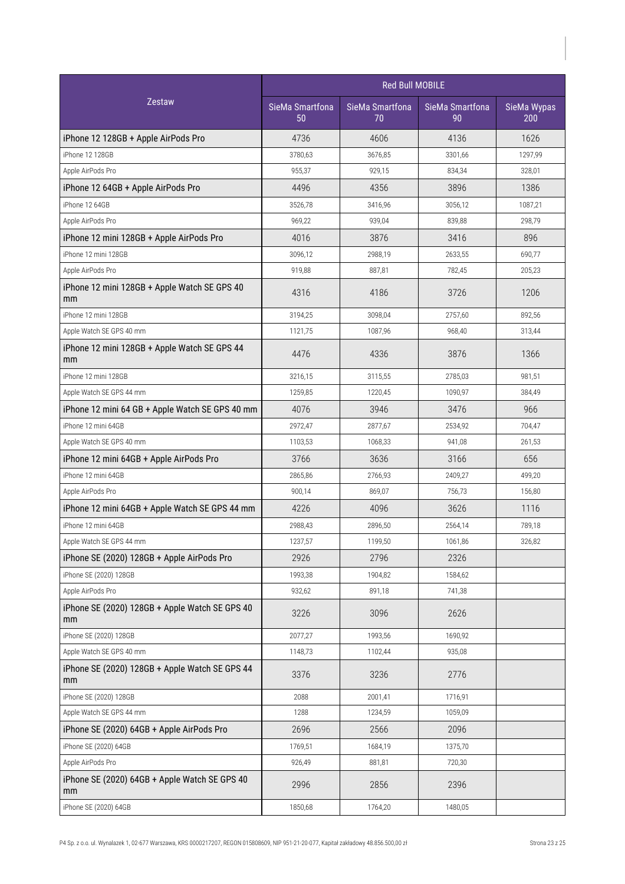| Zestaw | Red Bull MOBILE | | | |
|---|---|---|---|---|
| | SieMa Smartfona 50 | SieMa Smartfona 70 | SieMa Smartfona 90 | SieMa Wypas 200 |
| iPhone 12 128GB + Apple AirPods Pro | 4736 | 4606 | 4136 | 1626 |
| iPhone 12 128GB | 3780,63 | 3676,85 | 3301,66 | 1297,99 |
| Apple AirPods Pro | 955,37 | 929,15 | 834,34 | 328,01 |
| iPhone 12 64GB + Apple AirPods Pro | 4496 | 4356 | 3896 | 1386 |
| iPhone 12 64GB | 3526,78 | 3416,96 | 3056,12 | 1087,21 |
| Apple AirPods Pro | 969,22 | 939,04 | 839,88 | 298,79 |
| iPhone 12 mini 128GB + Apple AirPods Pro | 4016 | 3876 | 3416 | 896 |
| iPhone 12 mini 128GB | 3096,12 | 2988,19 | 2633,55 | 690,77 |
| Apple AirPods Pro | 919,88 | 887,81 | 782,45 | 205,23 |
| iPhone 12 mini 128GB + Apple Watch SE GPS 40 mm | 4316 | 4186 | 3726 | 1206 |
| iPhone 12 mini 128GB | 3194,25 | 3098,04 | 2757,60 | 892,56 |
| Apple Watch SE GPS 40 mm | 1121,75 | 1087,96 | 968,40 | 313,44 |
| iPhone 12 mini 128GB + Apple Watch SE GPS 44 mm | 4476 | 4336 | 3876 | 1366 |
| iPhone 12 mini 128GB | 3216,15 | 3115,55 | 2785,03 | 981,51 |
| Apple Watch SE GPS 44 mm | 1259,85 | 1220,45 | 1090,97 | 384,49 |
| iPhone 12 mini 64 GB + Apple Watch SE GPS 40 mm | 4076 | 3946 | 3476 | 966 |
| iPhone 12 mini 64GB | 2972,47 | 2877,67 | 2534,92 | 704,47 |
| Apple Watch SE GPS 40 mm | 1103,53 | 1068,33 | 941,08 | 261,53 |
| iPhone 12 mini 64GB + Apple AirPods Pro | 3766 | 3636 | 3166 | 656 |
| iPhone 12 mini 64GB | 2865,86 | 2766,93 | 2409,27 | 499,20 |
| Apple AirPods Pro | 900,14 | 869,07 | 756,73 | 156,80 |
| iPhone 12 mini 64GB + Apple Watch SE GPS 44 mm | 4226 | 4096 | 3626 | 1116 |
| iPhone 12 mini 64GB | 2988,43 | 2896,50 | 2564,14 | 789,18 |
| Apple Watch SE GPS 44 mm | 1237,57 | 1199,50 | 1061,86 | 326,82 |
| iPhone SE (2020) 128GB + Apple AirPods Pro | 2926 | 2796 | 2326 | |
| iPhone SE (2020) 128GB | 1993,38 | 1904,82 | 1584,62 | |
| Apple AirPods Pro | 932,62 | 891,18 | 741,38 | |
| iPhone SE (2020) 128GB + Apple Watch SE GPS 40 mm | 3226 | 3096 | 2626 | |
| iPhone SE (2020) 128GB | 2077,27 | 1993,56 | 1690,92 | |
| Apple Watch SE GPS 40 mm | 1148,73 | 1102,44 | 935,08 | |
| iPhone SE (2020) 128GB + Apple Watch SE GPS 44 mm | 3376 | 3236 | 2776 | |
| iPhone SE (2020) 128GB | 2088 | 2001,41 | 1716,91 | |
| Apple Watch SE GPS 44 mm | 1288 | 1234,59 | 1059,09 | |
| iPhone SE (2020) 64GB + Apple AirPods Pro | 2696 | 2566 | 2096 | |
| iPhone SE (2020) 64GB | 1769,51 | 1684,19 | 1375,70 | |
| Apple AirPods Pro | 926,49 | 881,81 | 720,30 | |
| iPhone SE (2020) 64GB + Apple Watch SE GPS 40 mm | 2996 | 2856 | 2396 | |
| iPhone SE (2020) 64GB | 1850,68 | 1764,20 | 1480,05 | |

P4 Sp. z o.o. ul. Wynalazek 1, 02-677 Warszawa, KRS 0000217207, REGON 015808609, NIP 951-21-20-077, Kapitał zakładowy 48.856.500,00 zł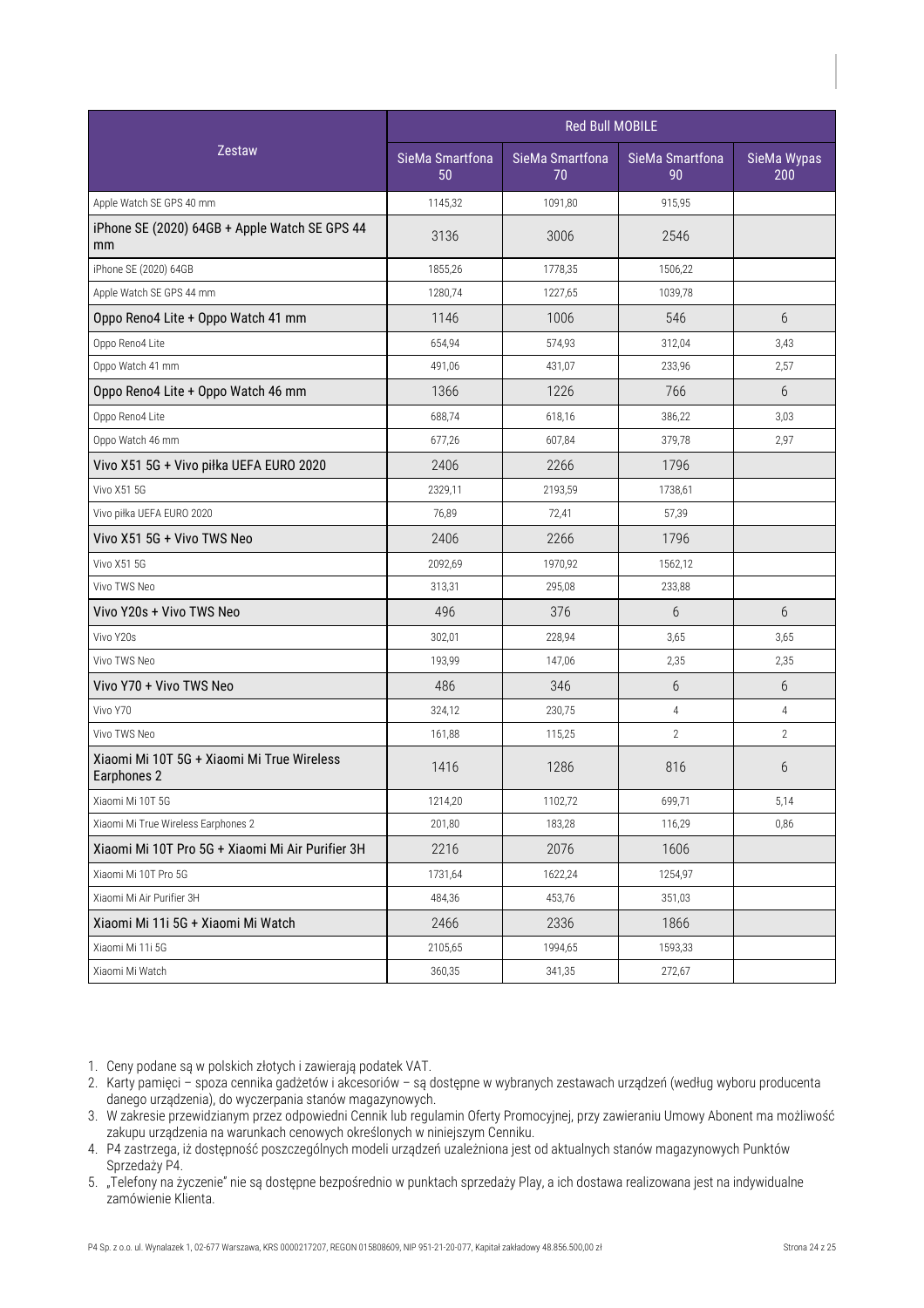| Zestaw | Red Bull MOBILE | | | |
|---|---|---|---|---|
| | SieMa Smartfona 50 | SieMa Smartfona 70 | SieMa Smartfona 90 | SieMa Wypas 200 |
| Apple Watch SE GPS 40 mm | 1145,32 | 1091,80 | 915,95 | |
| iPhone SE (2020) 64GB + Apple Watch SE GPS 44 mm | 3136 | 3006 | 2546 | |
| iPhone SE (2020) 64GB | 1855,26 | 1778,35 | 1506,22 | |
| Apple Watch SE GPS 44 mm | 1280,74 | 1227,65 | 1039,78 | |
| Oppo Reno4 Lite + Oppo Watch 41 mm | 1146 | 1006 | 546 | 6 |
| Oppo Reno4 Lite | 654,94 | 574,93 | 312,04 | 3,43 |
| Oppo Watch 41 mm | 491,06 | 431,07 | 233,96 | 2,57 |
| Oppo Reno4 Lite + Oppo Watch 46 mm | 1366 | 1226 | 766 | 6 |
| Oppo Reno4 Lite | 688,74 | 618,16 | 386,22 | 3,03 |
| Oppo Watch 46 mm | 677,26 | 607,84 | 379,78 | 2,97 |
| Vivo X51 5G + Vivo piłka UEFA EURO 2020 | 2406 | 2266 | 1796 | |
| Vivo X51 5G | 2329,11 | 2193,59 | 1738,61 | |
| Vivo piłka UEFA EURO 2020 | 76,89 | 72,41 | 57,39 | |
| Vivo X51 5G + Vivo TWS Neo | 2406 | 2266 | 1796 | |
| Vivo X51 5G | 2092,69 | 1970,92 | 1562,12 | |
| Vivo TWS Neo | 313,31 | 295,08 | 233,88 | |
| Vivo Y20s + Vivo TWS Neo | 496 | 376 | 6 | 6 |
| Vivo Y20s | 302,01 | 228,94 | 3,65 | 3,65 |
| Vivo TWS Neo | 193,99 | 147,06 | 2,35 | 2,35 |
| Vivo Y70 + Vivo TWS Neo | 486 | 346 | 6 | 6 |
| Vivo Y70 | 324,12 | 230,75 | 4 | 4 |
| Vivo TWS Neo | 161,88 | 115,25 | 2 | 2 |
| Xiaomi Mi 10T 5G + Xiaomi Mi True Wireless Earphones 2 | 1416 | 1286 | 816 | 6 |
| Xiaomi Mi 10T 5G | 1214,20 | 1102,72 | 699,71 | 5,14 |
| Xiaomi Mi True Wireless Earphones 2 | 201,80 | 183,28 | 116,29 | 0,86 |
| Xiaomi Mi 10T Pro 5G + Xiaomi Mi Air Purifier 3H | 2216 | 2076 | 1606 | |
| Xiaomi Mi 10T Pro 5G | 1731,64 | 1622,24 | 1254,97 | |
| Xiaomi Mi Air Purifier 3H | 484,36 | 453,76 | 351,03 | |
| Xiaomi Mi 11i 5G + Xiaomi Mi Watch | 2466 | 2336 | 1866 | |
| Xiaomi Mi 11i 5G | 2105,65 | 1994,65 | 1593,33 | |
| Xiaomi Mi Watch | 360,35 | 341,35 | 272,67 | |

1. Ceny podane są w polskich złotych i zawierają podatek VAT.
2. Karty pamięci – spoza cennika gadżetów i akcesoriów – są dostępne w wybranych zestawach urządzeń (według wyboru producenta danego urządzenia), do wyczerpania stanów magazynowych.
3. W zakresie przewidzianym przez odpowiedni Cennik lub regulamin Oferty Promocyjnej, przy zawieraniu Umowy Abonent ma możliwość zakupu urządzenia na warunkach cenowych określonych w niniejszym Cenniku.
4. P4 zastrzega, iż dostępność poszczególnych modeli urządzeń uzależniona jest od aktualnych stanów magazynowych Punktów Sprzedaży P4.
5. „Telefony na życzenie" nie są dostępne bezpośrednio w punktach sprzedaży Play, a ich dostawa realizowana jest na indywidualne zamówienie Klienta.

P4 Sp. z o.o. ul. Wynalazek 1, 02-677 Warszawa, KRS 0000217207, REGON 015808609, NIP 951-21-20-077, Kapitał zakładowy 48.856.500,00 zł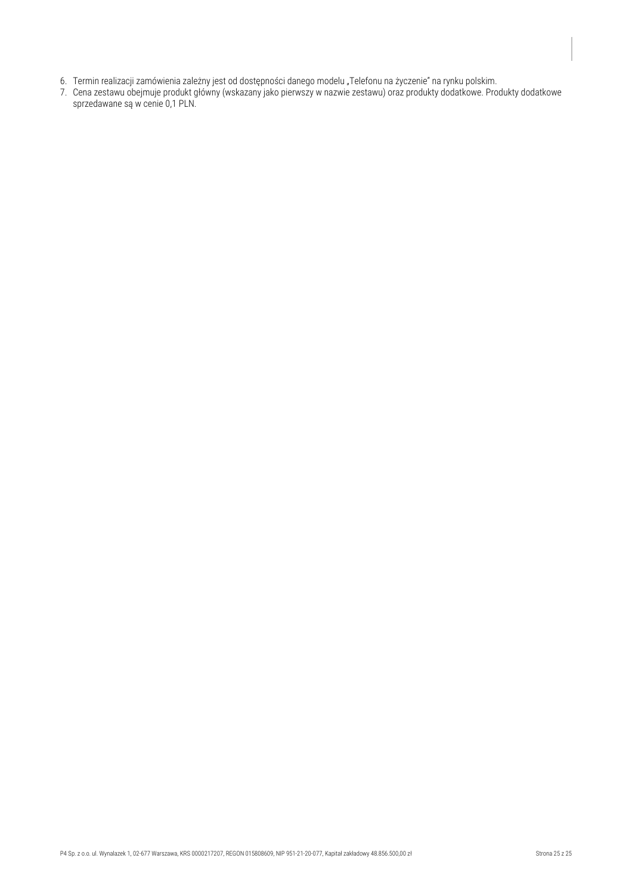6. Termin realizacji zamówienia zależny jest od dostępności danego modelu „Telefonu na życzenie" na rynku polskim.
7. Cena zestawu obejmuje produkt główny (wskazany jako pierwszy w nazwie zestawu) oraz produkty dodatkowe. Produkty dodatkowe sprzedawane są w cenie 0,1 PLN.